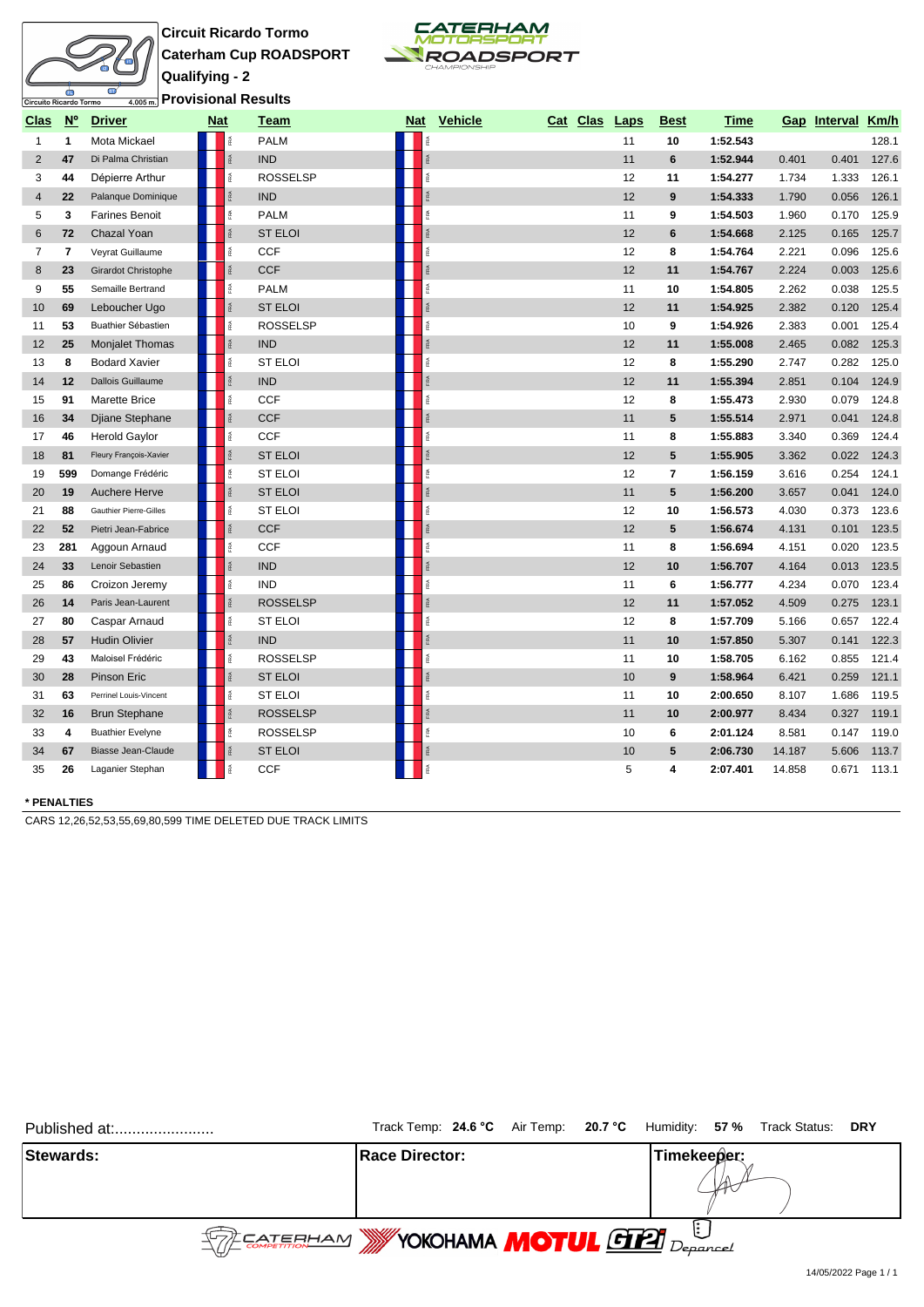# Circuit Ricardo Tormo

## Caterham Cup ROADSPORT

## Qualifying - 2

## Provisional Results

Circuito Ricardo Tormo 4.005 m.

CATERHAM MOTORSPORT ROADSPORT CHAMPIONSHIP

| Clas | Nº | Driver | Nat | Team | Nat | Vehicle | Cat | Clas | Laps | Best | Time | Gap | Interval | Km/h |
|---|---|---|---|---|---|---|---|---|---|---|---|---|---|---|
| 1 | 1 | Mota Mickael | FRA | PALM | FRA | | | | 11 | 10 | 1:52.543 | | | 128.1 |
| 2 | 47 | Di Palma Christian | FRA | IND | FRA | | | | 11 | 6 | 1:52.944 | 0.401 | 0.401 | 127.6 |
| 3 | 44 | Dépierre Arthur | FRA | ROSSELSP | FRA | | | | 12 | 11 | 1:54.277 | 1.734 | 1.333 | 126.1 |
| 4 | 22 | Palanque Dominique | FRA | IND | FRA | | | | 12 | 9 | 1:54.333 | 1.790 | 0.056 | 126.1 |
| 5 | 3 | Farines Benoit | FRA | PALM | FRA | | | | 11 | 9 | 1:54.503 | 1.960 | 0.170 | 125.9 |
| 6 | 72 | Chazal Yoan | FRA | ST ELOI | FRA | | | | 12 | 6 | 1:54.668 | 2.125 | 0.165 | 125.7 |
| 7 | 7 | Veyrat Guillaume | FRA | CCF | FRA | | | | 12 | 8 | 1:54.764 | 2.221 | 0.096 | 125.6 |
| 8 | 23 | Girardot Christophe | FRA | CCF | FRA | | | | 12 | 11 | 1:54.767 | 2.224 | 0.003 | 125.6 |
| 9 | 55 | Semaille Bertrand | FRA | PALM | FRA | | | | 11 | 10 | 1:54.805 | 2.262 | 0.038 | 125.5 |
| 10 | 69 | Leboucher Ugo | FRA | ST ELOI | FRA | | | | 12 | 11 | 1:54.925 | 2.382 | 0.120 | 125.4 |
| 11 | 53 | Buathier Sébastien | FRA | ROSSELSP | FRA | | | | 10 | 9 | 1:54.926 | 2.383 | 0.001 | 125.4 |
| 12 | 25 | Monjalet Thomas | FRA | IND | FRA | | | | 12 | 11 | 1:55.008 | 2.465 | 0.082 | 125.3 |
| 13 | 8 | Bodard Xavier | FRA | ST ELOI | FRA | | | | 12 | 8 | 1:55.290 | 2.747 | 0.282 | 125.0 |
| 14 | 12 | Dallois Guillaume | FRA | IND | FRA | | | | 12 | 11 | 1:55.394 | 2.851 | 0.104 | 124.9 |
| 15 | 91 | Marette Brice | FRA | CCF | FRA | | | | 12 | 8 | 1:55.473 | 2.930 | 0.079 | 124.8 |
| 16 | 34 | Djiane Stephane | FRA | CCF | FRA | | | | 11 | 5 | 1:55.514 | 2.971 | 0.041 | 124.8 |
| 17 | 46 | Herold Gaylor | FRA | CCF | FRA | | | | 11 | 8 | 1:55.883 | 3.340 | 0.369 | 124.4 |
| 18 | 81 | Fleury François-Xavier | FRA | ST ELOI | FRA | | | | 12 | 5 | 1:55.905 | 3.362 | 0.022 | 124.3 |
| 19 | 599 | Domange Frédéric | FRA | ST ELOI | FRA | | | | 12 | 7 | 1:56.159 | 3.616 | 0.254 | 124.1 |
| 20 | 19 | Auchere Herve | FRA | ST ELOI | FRA | | | | 11 | 5 | 1:56.200 | 3.657 | 0.041 | 124.0 |
| 21 | 88 | Gauthier Pierre-Gilles | FRA | ST ELOI | FRA | | | | 12 | 10 | 1:56.573 | 4.030 | 0.373 | 123.6 |
| 22 | 52 | Pietri Jean-Fabrice | FRA | CCF | FRA | | | | 12 | 5 | 1:56.674 | 4.131 | 0.101 | 123.5 |
| 23 | 281 | Aggoun Arnaud | FRA | CCF | FRA | | | | 11 | 8 | 1:56.694 | 4.151 | 0.020 | 123.5 |
| 24 | 33 | Lenoir Sebastien | FRA | IND | FRA | | | | 12 | 10 | 1:56.707 | 4.164 | 0.013 | 123.5 |
| 25 | 86 | Croizon Jeremy | FRA | IND | FRA | | | | 11 | 6 | 1:56.777 | 4.234 | 0.070 | 123.4 |
| 26 | 14 | Paris Jean-Laurent | FRA | ROSSELSP | FRA | | | | 12 | 11 | 1:57.052 | 4.509 | 0.275 | 123.1 |
| 27 | 80 | Caspar Arnaud | FRA | ST ELOI | FRA | | | | 12 | 8 | 1:57.709 | 5.166 | 0.657 | 122.4 |
| 28 | 57 | Hudin Olivier | FRA | IND | FRA | | | | 11 | 10 | 1:57.850 | 5.307 | 0.141 | 122.3 |
| 29 | 43 | Maloisel Frédéric | FRA | ROSSELSP | FRA | | | | 11 | 10 | 1:58.705 | 6.162 | 0.855 | 121.4 |
| 30 | 28 | Pinson Eric | FRA | ST ELOI | FRA | | | | 10 | 9 | 1:58.964 | 6.421 | 0.259 | 121.1 |
| 31 | 63 | Perrinel Louis-Vincent | FRA | ST ELOI | FRA | | | | 11 | 10 | 2:00.650 | 8.107 | 1.686 | 119.5 |
| 32 | 16 | Brun Stephane | FRA | ROSSELSP | FRA | | | | 11 | 10 | 2:00.977 | 8.434 | 0.327 | 119.1 |
| 33 | 4 | Buathier Evelyne | FRA | ROSSELSP | FRA | | | | 10 | 6 | 2:01.124 | 8.581 | 0.147 | 119.0 |
| 34 | 67 | Biasse Jean-Claude | FRA | ST ELOI | FRA | | | | 10 | 5 | 2:06.730 | 14.187 | 5.606 | 113.7 |
| 35 | 26 | Laganier Stephan | FRA | CCF | FRA | | | | 5 | 4 | 2:07.401 | 14.858 | 0.671 | 113.1 |

**\* PENALTIES**

CARS 12,26,52,53,55,69,80,599 TIME DELETED DUE TRACK LIMITS

Published at:.......................

Track Temp: **24.6 °C** Air Temp: **20.7 °C** Humidity: **57 %** Track Status: **DRY**

| Stewards: | Race Director: | Timekeeper: |
|---|---|---|
| | | |

CATERHAM COMPETITION · YOKOHAMA · MOTUL · GT2i · Depancel

14/05/2022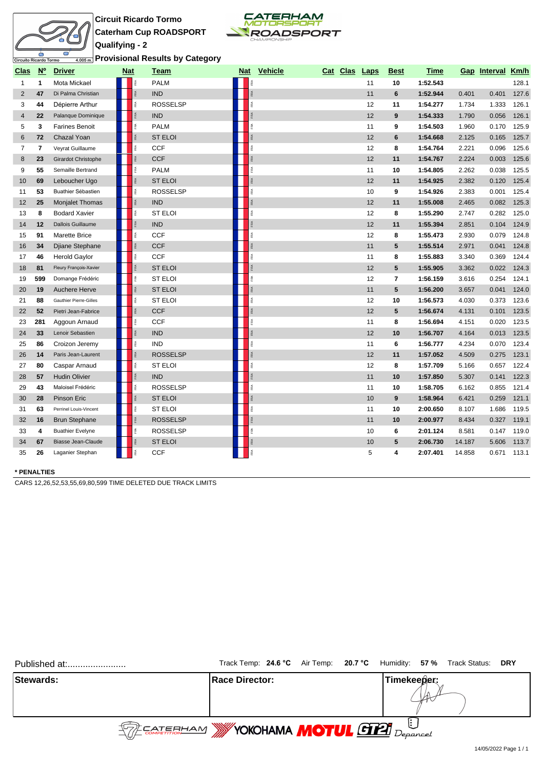**Circuit Ricardo Tormo**

**Caterham Cup ROADSPORT**

**Qualifying - 2**

**Provisional Results by Category**

| Clas | Nº | Driver | Nat | Team | Nat | Vehicle | Cat | Clas | Laps | Best | Time | Gap | Interval | Km/h |
|---|---|---|---|---|---|---|---|---|---|---|---|---|---|---|
| 1 | 1 | Mota Mickael | FRA | PALM | FRA | | | | 11 | 10 | 1:52.543 | | | 128.1 |
| 2 | 47 | Di Palma Christian | FRA | IND | FRA | | | | 11 | 6 | 1:52.944 | 0.401 | 0.401 | 127.6 |
| 3 | 44 | Dépierre Arthur | FRA | ROSSELSP | FRA | | | | 12 | 11 | 1:54.277 | 1.734 | 1.333 | 126.1 |
| 4 | 22 | Palanque Dominique | FRA | IND | FRA | | | | 12 | 9 | 1:54.333 | 1.790 | 0.056 | 126.1 |
| 5 | 3 | Farines Benoit | FRA | PALM | FRA | | | | 11 | 9 | 1:54.503 | 1.960 | 0.170 | 125.9 |
| 6 | 72 | Chazal Yoan | FRA | ST ELOI | FRA | | | | 12 | 6 | 1:54.668 | 2.125 | 0.165 | 125.7 |
| 7 | 7 | Veyrat Guillaume | FRA | CCF | FRA | | | | 12 | 8 | 1:54.764 | 2.221 | 0.096 | 125.6 |
| 8 | 23 | Girardot Christophe | FRA | CCF | FRA | | | | 12 | 11 | 1:54.767 | 2.224 | 0.003 | 125.6 |
| 9 | 55 | Semaille Bertrand | FRA | PALM | FRA | | | | 11 | 10 | 1:54.805 | 2.262 | 0.038 | 125.5 |
| 10 | 69 | Leboucher Ugo | FRA | ST ELOI | FRA | | | | 12 | 11 | 1:54.925 | 2.382 | 0.120 | 125.4 |
| 11 | 53 | Buathier Sébastien | FRA | ROSSELSP | FRA | | | | 10 | 9 | 1:54.926 | 2.383 | 0.001 | 125.4 |
| 12 | 25 | Monjalet Thomas | FRA | IND | FRA | | | | 12 | 11 | 1:55.008 | 2.465 | 0.082 | 125.3 |
| 13 | 8 | Bodard Xavier | FRA | ST ELOI | FRA | | | | 12 | 8 | 1:55.290 | 2.747 | 0.282 | 125.0 |
| 14 | 12 | Dallois Guillaume | FRA | IND | FRA | | | | 12 | 11 | 1:55.394 | 2.851 | 0.104 | 124.9 |
| 15 | 91 | Marette Brice | FRA | CCF | FRA | | | | 12 | 8 | 1:55.473 | 2.930 | 0.079 | 124.8 |
| 16 | 34 | Djiane Stephane | FRA | CCF | FRA | | | | 11 | 5 | 1:55.514 | 2.971 | 0.041 | 124.8 |
| 17 | 46 | Herold Gaylor | FRA | CCF | FRA | | | | 11 | 8 | 1:55.883 | 3.340 | 0.369 | 124.4 |
| 18 | 81 | Fleury François-Xavier | FRA | ST ELOI | FRA | | | | 12 | 5 | 1:55.905 | 3.362 | 0.022 | 124.3 |
| 19 | 599 | Domange Frédéric | FRA | ST ELOI | FRA | | | | 12 | 7 | 1:56.159 | 3.616 | 0.254 | 124.1 |
| 20 | 19 | Auchere Herve | FRA | ST ELOI | FRA | | | | 11 | 5 | 1:56.200 | 3.657 | 0.041 | 124.0 |
| 21 | 88 | Gauthier Pierre-Gilles | FRA | ST ELOI | FRA | | | | 12 | 10 | 1:56.573 | 4.030 | 0.373 | 123.6 |
| 22 | 52 | Pietri Jean-Fabrice | FRA | CCF | FRA | | | | 12 | 5 | 1:56.674 | 4.131 | 0.101 | 123.5 |
| 23 | 281 | Aggoun Arnaud | FRA | CCF | FRA | | | | 11 | 8 | 1:56.694 | 4.151 | 0.020 | 123.5 |
| 24 | 33 | Lenoir Sebastien | FRA | IND | FRA | | | | 12 | 10 | 1:56.707 | 4.164 | 0.013 | 123.5 |
| 25 | 86 | Croizon Jeremy | FRA | IND | FRA | | | | 11 | 6 | 1:56.777 | 4.234 | 0.070 | 123.4 |
| 26 | 14 | Paris Jean-Laurent | FRA | ROSSELSP | FRA | | | | 12 | 11 | 1:57.052 | 4.509 | 0.275 | 123.1 |
| 27 | 80 | Caspar Arnaud | FRA | ST ELOI | FRA | | | | 12 | 8 | 1:57.709 | 5.166 | 0.657 | 122.4 |
| 28 | 57 | Hudin Olivier | FRA | IND | FRA | | | | 11 | 10 | 1:57.850 | 5.307 | 0.141 | 122.3 |
| 29 | 43 | Maloisel Frédéric | FRA | ROSSELSP | FRA | | | | 11 | 10 | 1:58.705 | 6.162 | 0.855 | 121.4 |
| 30 | 28 | Pinson Eric | FRA | ST ELOI | FRA | | | | 10 | 9 | 1:58.964 | 6.421 | 0.259 | 121.1 |
| 31 | 63 | Perrinel Louis-Vincent | FRA | ST ELOI | FRA | | | | 11 | 10 | 2:00.650 | 8.107 | 1.686 | 119.5 |
| 32 | 16 | Brun Stephane | FRA | ROSSELSP | FRA | | | | 11 | 10 | 2:00.977 | 8.434 | 0.327 | 119.1 |
| 33 | 4 | Buathier Evelyne | FRA | ROSSELSP | FRA | | | | 10 | 6 | 2:01.124 | 8.581 | 0.147 | 119.0 |
| 34 | 67 | Biasse Jean-Claude | FRA | ST ELOI | FRA | | | | 10 | 5 | 2:06.730 | 14.187 | 5.606 | 113.7 |
| 35 | 26 | Laganier Stephan | FRA | CCF | FRA | | | | 5 | 4 | 2:07.401 | 14.858 | 0.671 | 113.1 |

**\* PENALTIES**

CARS 12,26,52,53,55,69,80,599 TIME DELETED DUE TRACK LIMITS

Published at:.......................

Track Temp: **24.6 °C** Air Temp: **20.7 °C** Humidity: **57 %** Track Status: **DRY**

| Stewards: | Race Director: | Timekeeper: |
|---|---|---|
| | | |

14/05/2022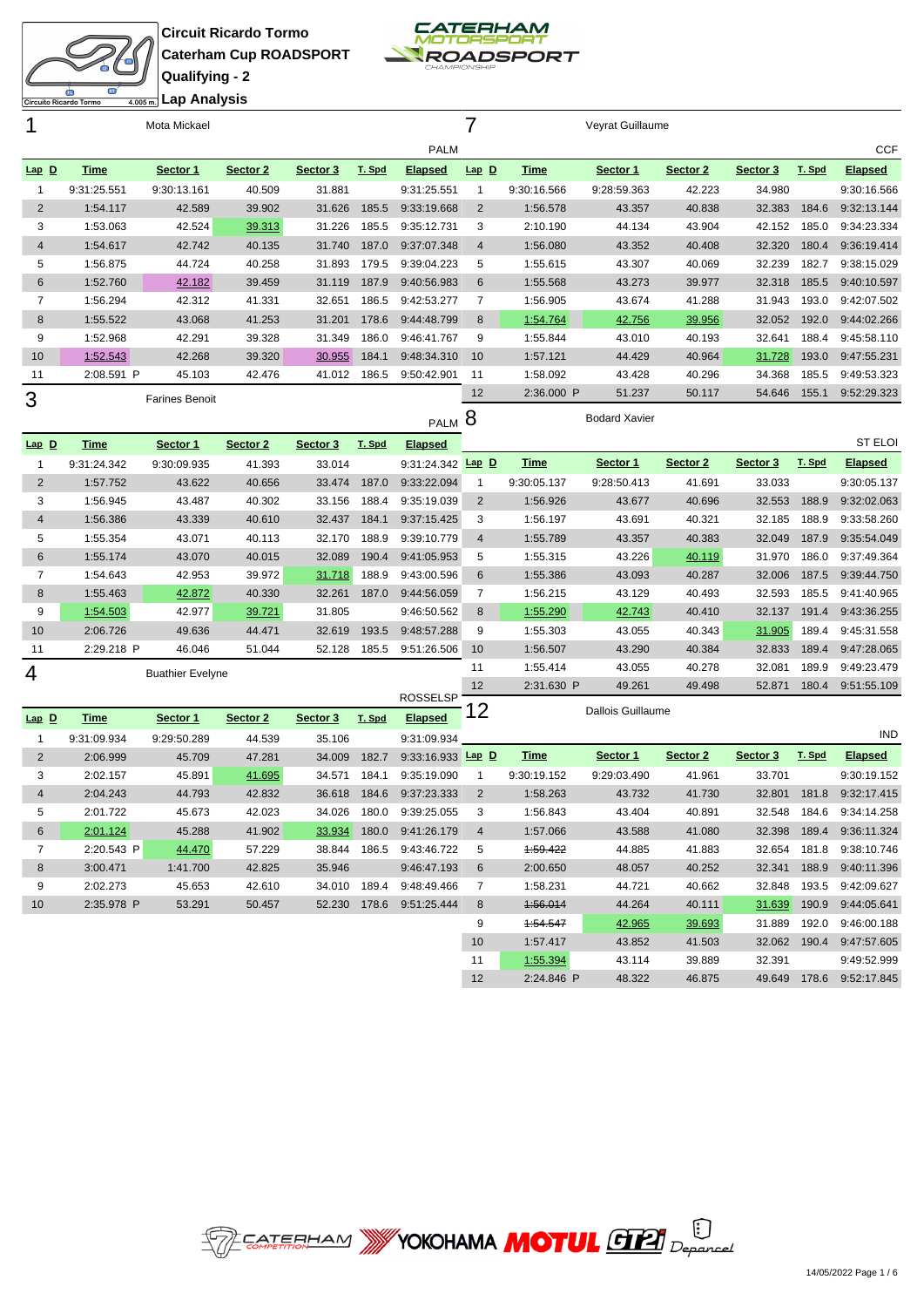# Circuit Ricardo Tormo

## Caterham Cup ROADSPORT

## Qualifying - 2

## Lap Analysis

### 1 — Mota Mickael — PALM

| Lap | D | Time | Sector 1 | Sector 2 | Sector 3 | T. Spd | Elapsed |
|---|---|---|---|---|---|---|---|
| 1 | | 9:31:25.551 | 9:30:13.161 | 40.509 | 31.881 | | 9:31:25.551 |
| 2 | | 1:54.117 | 42.589 | 39.902 | 31.626 | 185.5 | 9:33:19.668 |
| 3 | | 1:53.063 | 42.524 | 39.313 | 31.226 | 185.5 | 9:35:12.731 |
| 4 | | 1:54.617 | 42.742 | 40.135 | 31.740 | 187.0 | 9:37:07.348 |
| 5 | | 1:56.875 | 44.724 | 40.258 | 31.893 | 179.5 | 9:39:04.223 |
| 6 | | 1:52.760 | 42.182 | 39.459 | 31.119 | 187.9 | 9:40:56.983 |
| 7 | | 1:56.294 | 42.312 | 41.331 | 32.651 | 186.5 | 9:42:53.277 |
| 8 | | 1:55.522 | 43.068 | 41.253 | 31.201 | 178.6 | 9:44:48.799 |
| 9 | | 1:52.968 | 42.291 | 39.328 | 31.349 | 186.0 | 9:46:41.767 |
| 10 | | 1:52.543 | 42.268 | 39.320 | 30.955 | 184.1 | 9:48:34.310 |
| 11 | | 2:08.591 P | 45.103 | 42.476 | 41.012 | 186.5 | 9:50:42.901 |

### 3 — Farines Benoit — PALM

| Lap | D | Time | Sector 1 | Sector 2 | Sector 3 | T. Spd | Elapsed |
|---|---|---|---|---|---|---|---|
| 1 | | 9:31:24.342 | 9:30:09.935 | 41.393 | 33.014 | | 9:31:24.342 |
| 2 | | 1:57.752 | 43.622 | 40.656 | 33.474 | 187.0 | 9:33:22.094 |
| 3 | | 1:56.945 | 43.487 | 40.302 | 33.156 | 188.4 | 9:35:19.039 |
| 4 | | 1:56.386 | 43.339 | 40.610 | 32.437 | 184.1 | 9:37:15.425 |
| 5 | | 1:55.354 | 43.071 | 40.113 | 32.170 | 188.9 | 9:39:10.779 |
| 6 | | 1:55.174 | 43.070 | 40.015 | 32.089 | 190.4 | 9:41:05.953 |
| 7 | | 1:54.643 | 42.953 | 39.972 | 31.718 | 188.9 | 9:43:00.596 |
| 8 | | 1:55.463 | 42.872 | 40.330 | 32.261 | 187.0 | 9:44:56.059 |
| 9 | | 1:54.503 | 42.977 | 39.721 | 31.805 | | 9:46:50.562 |
| 10 | | 2:06.726 | 49.636 | 44.471 | 32.619 | 193.5 | 9:48:57.288 |
| 11 | | 2:29.218 P | 46.046 | 51.044 | 52.128 | 185.5 | 9:51:26.506 |

### 4 — Buathier Evelyne — ROSSELSP

| Lap | D | Time | Sector 1 | Sector 2 | Sector 3 | T. Spd | Elapsed |
|---|---|---|---|---|---|---|---|
| 1 | | 9:31:09.934 | 9:29:50.289 | 44.539 | 35.106 | | 9:31:09.934 |
| 2 | | 2:06.999 | 45.709 | 47.281 | 34.009 | 182.7 | 9:33:16.933 |
| 3 | | 2:02.157 | 45.891 | 41.695 | 34.571 | 184.1 | 9:35:19.090 |
| 4 | | 2:04.243 | 44.793 | 42.832 | 36.618 | 184.6 | 9:37:23.333 |
| 5 | | 2:01.722 | 45.673 | 42.023 | 34.026 | 180.0 | 9:39:25.055 |
| 6 | | 2:01.124 | 45.288 | 41.902 | 33.934 | 180.0 | 9:41:26.179 |
| 7 | | 2:20.543 P | 44.470 | 57.229 | 38.844 | 186.5 | 9:43:46.722 |
| 8 | | 3:00.471 | 1:41.700 | 42.825 | 35.946 | | 9:46:47.193 |
| 9 | | 2:02.273 | 45.653 | 42.610 | 34.010 | 189.4 | 9:48:49.466 |
| 10 | | 2:35.978 P | 53.291 | 50.457 | 52.230 | 178.6 | 9:51:25.444 |

### 7 — Veyrat Guillaume — CCF

| Lap | D | Time | Sector 1 | Sector 2 | Sector 3 | T. Spd | Elapsed |
|---|---|---|---|---|---|---|---|
| 1 | | 9:30:16.566 | 9:28:59.363 | 42.223 | 34.980 | | 9:30:16.566 |
| 2 | | 1:56.578 | 43.357 | 40.838 | 32.383 | 184.6 | 9:32:13.144 |
| 3 | | 2:10.190 | 44.134 | 43.904 | 42.152 | 185.0 | 9:34:23.334 |
| 4 | | 1:56.080 | 43.352 | 40.408 | 32.320 | 180.4 | 9:36:19.414 |
| 5 | | 1:55.615 | 43.307 | 40.069 | 32.239 | 182.7 | 9:38:15.029 |
| 6 | | 1:55.568 | 43.273 | 39.977 | 32.318 | 185.5 | 9:40:10.597 |
| 7 | | 1:56.905 | 43.674 | 41.288 | 31.943 | 193.0 | 9:42:07.502 |
| 8 | | 1:54.764 | 42.756 | 39.956 | 32.052 | 192.0 | 9:44:02.266 |
| 9 | | 1:55.844 | 43.010 | 40.193 | 32.641 | 188.4 | 9:45:58.110 |
| 10 | | 1:57.121 | 44.429 | 40.964 | 31.728 | 193.0 | 9:47:55.231 |
| 11 | | 1:58.092 | 43.428 | 40.296 | 34.368 | 185.5 | 9:49:53.323 |
| 12 | | 2:36.000 P | 51.237 | 50.117 | 54.646 | 155.1 | 9:52:29.323 |

### 8 — Bodard Xavier — ST ELOI

| Lap | D | Time | Sector 1 | Sector 2 | Sector 3 | T. Spd | Elapsed |
|---|---|---|---|---|---|---|---|
| 1 | | 9:30:05.137 | 9:28:50.413 | 41.691 | 33.033 | | 9:30:05.137 |
| 2 | | 1:56.926 | 43.677 | 40.696 | 32.553 | 188.9 | 9:32:02.063 |
| 3 | | 1:56.197 | 43.691 | 40.321 | 32.185 | 188.9 | 9:33:58.260 |
| 4 | | 1:55.789 | 43.357 | 40.383 | 32.049 | 187.9 | 9:35:54.049 |
| 5 | | 1:55.315 | 43.226 | 40.119 | 31.970 | 186.0 | 9:37:49.364 |
| 6 | | 1:55.386 | 43.093 | 40.287 | 32.006 | 187.5 | 9:39:44.750 |
| 7 | | 1:56.215 | 43.129 | 40.493 | 32.593 | 185.5 | 9:41:40.965 |
| 8 | | 1:55.290 | 42.743 | 40.410 | 32.137 | 191.4 | 9:43:36.255 |
| 9 | | 1:55.303 | 43.055 | 40.343 | 31.905 | 189.4 | 9:45:31.558 |
| 10 | | 1:56.507 | 43.290 | 40.384 | 32.833 | 189.4 | 9:47:28.065 |
| 11 | | 1:55.414 | 43.055 | 40.278 | 32.081 | 189.9 | 9:49:23.479 |
| 12 | | 2:31.630 P | 49.261 | 49.498 | 52.871 | 180.4 | 9:51:55.109 |

### 12 — Dallois Guillaume — IND

| Lap | D | Time | Sector 1 | Sector 2 | Sector 3 | T. Spd | Elapsed |
|---|---|---|---|---|---|---|---|
| 1 | | 9:30:19.152 | 9:29:03.490 | 41.961 | 33.701 | | 9:30:19.152 |
| 2 | | 1:58.263 | 43.732 | 41.730 | 32.801 | 181.8 | 9:32:17.415 |
| 3 | | 1:56.843 | 43.404 | 40.891 | 32.548 | 184.6 | 9:34:14.258 |
| 4 | | 1:57.066 | 43.588 | 41.080 | 32.398 | 189.4 | 9:36:11.324 |
| 5 | | ~~1:59.422~~ | 44.885 | 41.883 | 32.654 | 181.8 | 9:38:10.746 |
| 6 | | 2:00.650 | 48.057 | 40.252 | 32.341 | 188.9 | 9:40:11.396 |
| 7 | | 1:58.231 | 44.721 | 40.662 | 32.848 | 193.5 | 9:42:09.627 |
| 8 | | ~~1:56.014~~ | 44.264 | 40.111 | 31.639 | 190.9 | 9:44:05.641 |
| 9 | | ~~1:54.547~~ | 42.965 | 39.693 | 31.889 | 192.0 | 9:46:00.188 |
| 10 | | 1:57.417 | 43.852 | 41.503 | 32.062 | 190.4 | 9:47:57.605 |
| 11 | | 1:55.394 | 43.114 | 39.889 | 32.391 | | 9:49:52.999 |
| 12 | | 2:24.846 P | 48.322 | 46.875 | 49.649 | 178.6 | 9:52:17.845 |

14/05/2022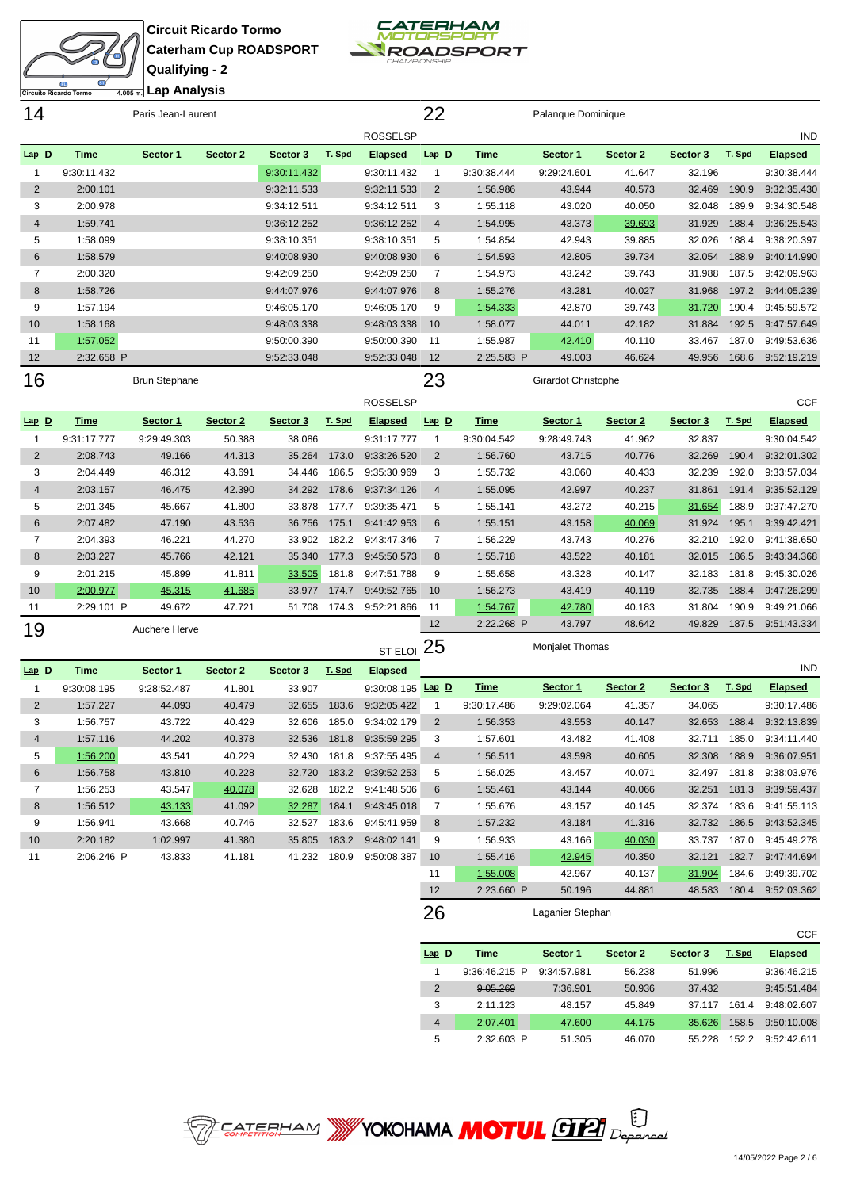**Circuit Ricardo Tormo**
**Caterham Cup ROADSPORT**
**Qualifying - 2**
**Lap Analysis**

## 14 — Paris Jean-Laurent — ROSSELSP

| Lap | D | Time | Sector 1 | Sector 2 | Sector 3 | T. Spd | Elapsed |
|---|---|---|---|---|---|---|---|
| 1 | | 9:30:11.432 | | | 9:30:11.432 | | 9:30:11.432 |
| 2 | | 2:00.101 | | | 9:32:11.533 | | 9:32:11.533 |
| 3 | | 2:00.978 | | | 9:34:12.511 | | 9:34:12.511 |
| 4 | | 1:59.741 | | | 9:36:12.252 | | 9:36:12.252 |
| 5 | | 1:58.099 | | | 9:38:10.351 | | 9:38:10.351 |
| 6 | | 1:58.579 | | | 9:40:08.930 | | 9:40:08.930 |
| 7 | | 2:00.320 | | | 9:42:09.250 | | 9:42:09.250 |
| 8 | | 1:58.726 | | | 9:44:07.976 | | 9:44:07.976 |
| 9 | | 1:57.194 | | | 9:46:05.170 | | 9:46:05.170 |
| 10 | | 1:58.168 | | | 9:48:03.338 | | 9:48:03.338 |
| 11 | | 1:57.052 | | | 9:50:00.390 | | 9:50:00.390 |
| 12 | | 2:32.658 P | | | 9:52:33.048 | | 9:52:33.048 |

## 22 — Palanque Dominique — IND

| Lap | D | Time | Sector 1 | Sector 2 | Sector 3 | T. Spd | Elapsed |
|---|---|---|---|---|---|---|---|
| 1 | | 9:30:38.444 | 9:29:24.601 | 41.647 | 32.196 | | 9:30:38.444 |
| 2 | | 1:56.986 | 43.944 | 40.573 | 32.469 | 190.9 | 9:32:35.430 |
| 3 | | 1:55.118 | 43.020 | 40.050 | 32.048 | 189.9 | 9:34:30.548 |
| 4 | | 1:54.995 | 43.373 | 39.693 | 31.929 | 188.4 | 9:36:25.543 |
| 5 | | 1:54.854 | 42.943 | 39.885 | 32.026 | 188.4 | 9:38:20.397 |
| 6 | | 1:54.593 | 42.805 | 39.734 | 32.054 | 188.9 | 9:40:14.990 |
| 7 | | 1:54.973 | 43.242 | 39.743 | 31.988 | 187.5 | 9:42:09.963 |
| 8 | | 1:55.276 | 43.281 | 40.027 | 31.968 | 197.2 | 9:44:05.239 |
| 9 | | 1:54.333 | 42.870 | 39.743 | 31.720 | 190.4 | 9:45:59.572 |
| 10 | | 1:58.077 | 44.011 | 42.182 | 31.884 | 192.5 | 9:47:57.649 |
| 11 | | 1:55.987 | 42.410 | 40.110 | 33.467 | 187.0 | 9:49:53.636 |
| 12 | | 2:25.583 P | 49.003 | 46.624 | 49.956 | 168.6 | 9:52:19.219 |

## 16 — Brun Stephane — ROSSELSP

| Lap | D | Time | Sector 1 | Sector 2 | Sector 3 | T. Spd | Elapsed |
|---|---|---|---|---|---|---|---|
| 1 | | 9:31:17.777 | 9:29:49.303 | 50.388 | 38.086 | | 9:31:17.777 |
| 2 | | 2:08.743 | 49.166 | 44.313 | 35.264 | 173.0 | 9:33:26.520 |
| 3 | | 2:04.449 | 46.312 | 43.691 | 34.446 | 186.5 | 9:35:30.969 |
| 4 | | 2:03.157 | 46.475 | 42.390 | 34.292 | 178.6 | 9:37:34.126 |
| 5 | | 2:01.345 | 45.667 | 41.800 | 33.878 | 177.7 | 9:39:35.471 |
| 6 | | 2:07.482 | 47.190 | 43.536 | 36.756 | 175.1 | 9:41:42.953 |
| 7 | | 2:04.393 | 46.221 | 44.270 | 33.902 | 182.2 | 9:43:47.346 |
| 8 | | 2:03.227 | 45.766 | 42.121 | 35.340 | 177.3 | 9:45:50.573 |
| 9 | | 2:01.215 | 45.899 | 41.811 | 33.505 | 181.8 | 9:47:51.788 |
| 10 | | 2:00.977 | 45.315 | 41.685 | 33.977 | 174.7 | 9:49:52.765 |
| 11 | | 2:29.101 P | 49.672 | 47.721 | 51.708 | 174.3 | 9:52:21.866 |

## 23 — Girardot Christophe — CCF

| Lap | D | Time | Sector 1 | Sector 2 | Sector 3 | T. Spd | Elapsed |
|---|---|---|---|---|---|---|---|
| 1 | | 9:30:04.542 | 9:28:49.743 | 41.962 | 32.837 | | 9:30:04.542 |
| 2 | | 1:56.760 | 43.715 | 40.776 | 32.269 | 190.4 | 9:32:01.302 |
| 3 | | 1:55.732 | 43.060 | 40.433 | 32.239 | 192.0 | 9:33:57.034 |
| 4 | | 1:55.095 | 42.997 | 40.237 | 31.861 | 191.4 | 9:35:52.129 |
| 5 | | 1:55.141 | 43.272 | 40.215 | 31.654 | 188.9 | 9:37:47.270 |
| 6 | | 1:55.151 | 43.158 | 40.069 | 31.924 | 195.1 | 9:39:42.421 |
| 7 | | 1:56.229 | 43.743 | 40.276 | 32.210 | 192.0 | 9:41:38.650 |
| 8 | | 1:55.718 | 43.522 | 40.181 | 32.015 | 186.5 | 9:43:34.368 |
| 9 | | 1:55.658 | 43.328 | 40.147 | 32.183 | 181.8 | 9:45:30.026 |
| 10 | | 1:56.273 | 43.419 | 40.119 | 32.735 | 188.4 | 9:47:26.299 |
| 11 | | 1:54.767 | 42.780 | 40.183 | 31.804 | 190.9 | 9:49:21.066 |
| 12 | | 2:22.268 P | 43.797 | 48.642 | 49.829 | 187.5 | 9:51:43.334 |

## 19 — Auchere Herve — ST ELOI

| Lap | D | Time | Sector 1 | Sector 2 | Sector 3 | T. Spd | Elapsed |
|---|---|---|---|---|---|---|---|
| 1 | | 9:30:08.195 | 9:28:52.487 | 41.801 | 33.907 | | 9:30:08.195 |
| 2 | | 1:57.227 | 44.093 | 40.479 | 32.655 | 183.6 | 9:32:05.422 |
| 3 | | 1:56.757 | 43.722 | 40.429 | 32.606 | 185.0 | 9:34:02.179 |
| 4 | | 1:57.116 | 44.202 | 40.378 | 32.536 | 181.8 | 9:35:59.295 |
| 5 | | 1:56.200 | 43.541 | 40.229 | 32.430 | 181.8 | 9:37:55.495 |
| 6 | | 1:56.758 | 43.810 | 40.228 | 32.720 | 183.2 | 9:39:52.253 |
| 7 | | 1:56.253 | 43.547 | 40.078 | 32.628 | 182.2 | 9:41:48.506 |
| 8 | | 1:56.512 | 43.133 | 41.092 | 32.287 | 184.1 | 9:43:45.018 |
| 9 | | 1:56.941 | 43.668 | 40.746 | 32.527 | 183.6 | 9:45:41.959 |
| 10 | | 2:20.182 | 1:02.997 | 41.380 | 35.805 | 183.2 | 9:48:02.141 |
| 11 | | 2:06.246 P | 43.833 | 41.181 | 41.232 | 180.9 | 9:50:08.387 |

## 25 — Monjalet Thomas — IND

| Lap | D | Time | Sector 1 | Sector 2 | Sector 3 | T. Spd | Elapsed |
|---|---|---|---|---|---|---|---|
| 1 | | 9:30:17.486 | 9:29:02.064 | 41.357 | 34.065 | | 9:30:17.486 |
| 2 | | 1:56.353 | 43.553 | 40.147 | 32.653 | 188.4 | 9:32:13.839 |
| 3 | | 1:57.601 | 43.482 | 41.408 | 32.711 | 185.0 | 9:34:11.440 |
| 4 | | 1:56.511 | 43.598 | 40.605 | 32.308 | 188.9 | 9:36:07.951 |
| 5 | | 1:56.025 | 43.457 | 40.071 | 32.497 | 181.8 | 9:38:03.976 |
| 6 | | 1:55.461 | 43.144 | 40.066 | 32.251 | 181.3 | 9:39:59.437 |
| 7 | | 1:55.676 | 43.157 | 40.145 | 32.374 | 183.6 | 9:41:55.113 |
| 8 | | 1:57.232 | 43.184 | 41.316 | 32.732 | 186.5 | 9:43:52.345 |
| 9 | | 1:56.933 | 43.166 | 40.030 | 33.737 | 187.0 | 9:45:49.278 |
| 10 | | 1:55.416 | 42.945 | 40.350 | 32.121 | 182.7 | 9:47:44.694 |
| 11 | | 1:55.008 | 42.967 | 40.137 | 31.904 | 184.6 | 9:49:39.702 |
| 12 | | 2:23.660 P | 50.196 | 44.881 | 48.583 | 180.4 | 9:52:03.362 |

## 26 — Laganier Stephan — CCF

| Lap | D | Time | Sector 1 | Sector 2 | Sector 3 | T. Spd | Elapsed |
|---|---|---|---|---|---|---|---|
| 1 | | 9:36:46.215 P | 9:34:57.981 | 56.238 | 51.996 | | 9:36:46.215 |
| 2 | | ~~9:05.269~~ | 7:36.901 | 50.936 | 37.432 | | 9:45:51.484 |
| 3 | | 2:11.123 | 48.157 | 45.849 | 37.117 | 161.4 | 9:48:02.607 |
| 4 | | 2:07.401 | 47.600 | 44.175 | 35.626 | 158.5 | 9:50:10.008 |
| 5 | | 2:32.603 P | 51.305 | 46.070 | 55.228 | 152.2 | 9:52:42.611 |

14/05/2022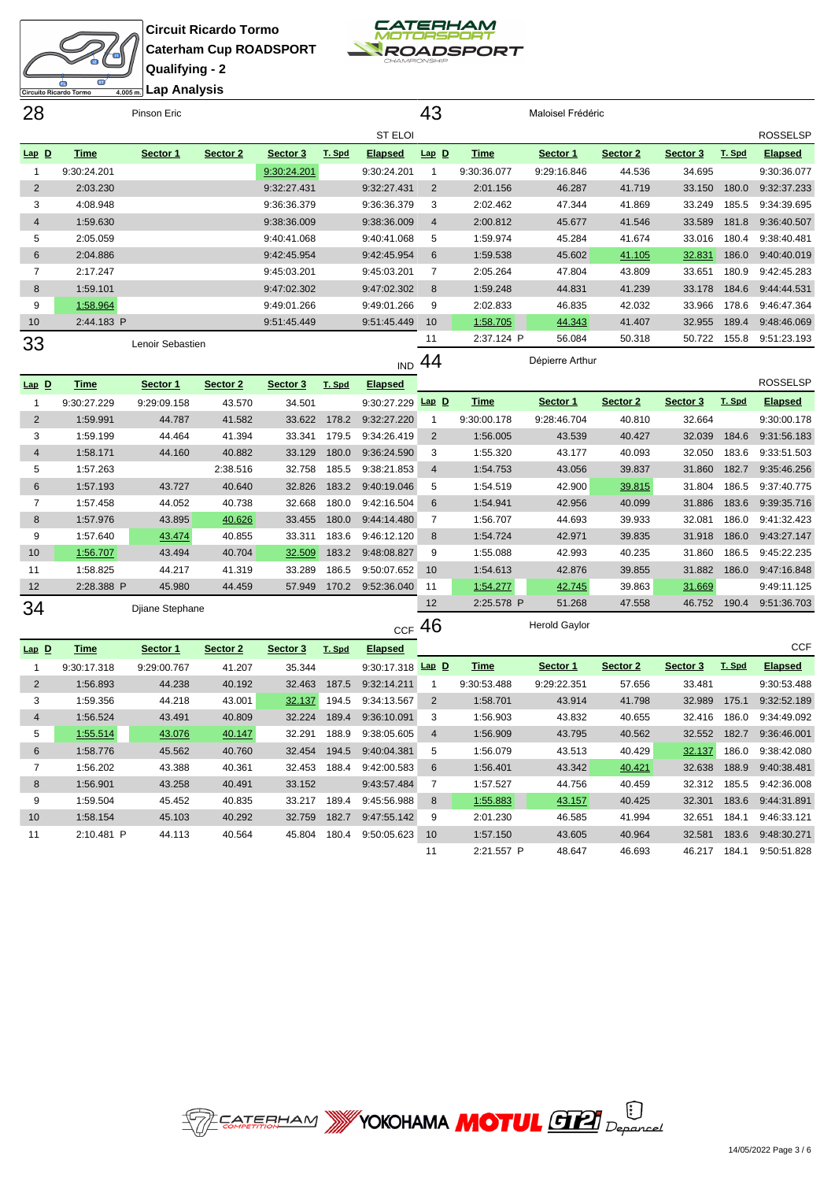**Circuit Ricardo Tormo**
**Caterham Cup ROADSPORT**
**Qualifying - 2**
**Lap Analysis**

## 28 Pinson Eric — ST ELOI

| Lap | D | Time | Sector 1 | Sector 2 | Sector 3 | T. Spd | Elapsed |
|---|---|---|---|---|---|---|---|
| 1 | | 9:30:24.201 | | | 9:30:24.201 | | 9:30:24.201 |
| 2 | | 2:03.230 | | | 9:32:27.431 | | 9:32:27.431 |
| 3 | | 4:08.948 | | | 9:36:36.379 | | 9:36:36.379 |
| 4 | | 1:59.630 | | | 9:38:36.009 | | 9:38:36.009 |
| 5 | | 2:05.059 | | | 9:40:41.068 | | 9:40:41.068 |
| 6 | | 2:04.886 | | | 9:42:45.954 | | 9:42:45.954 |
| 7 | | 2:17.247 | | | 9:45:03.201 | | 9:45:03.201 |
| 8 | | 1:59.101 | | | 9:47:02.302 | | 9:47:02.302 |
| 9 | | 1:58.964 | | | 9:49:01.266 | | 9:49:01.266 |
| 10 | | 2:44.183 P | | | 9:51:45.449 | | 9:51:45.449 |

## 43 Maloisel Frédéric — ROSSELSP

| Lap | D | Time | Sector 1 | Sector 2 | Sector 3 | T. Spd | Elapsed |
|---|---|---|---|---|---|---|---|
| 1 | | 9:30:36.077 | 9:29:16.846 | 44.536 | 34.695 | | 9:30:36.077 |
| 2 | | 2:01.156 | 46.287 | 41.719 | 33.150 | 180.0 | 9:32:37.233 |
| 3 | | 2:02.462 | 47.344 | 41.869 | 33.249 | 185.5 | 9:34:39.695 |
| 4 | | 2:00.812 | 45.677 | 41.546 | 33.589 | 181.8 | 9:36:40.507 |
| 5 | | 1:59.974 | 45.284 | 41.674 | 33.016 | 180.4 | 9:38:40.481 |
| 6 | | 1:59.538 | 45.602 | 41.105 | 32.831 | 186.0 | 9:40:40.019 |
| 7 | | 2:05.264 | 47.804 | 43.809 | 33.651 | 180.9 | 9:42:45.283 |
| 8 | | 1:59.248 | 44.831 | 41.239 | 33.178 | 184.6 | 9:44:44.531 |
| 9 | | 2:02.833 | 46.835 | 42.032 | 33.966 | 178.6 | 9:46:47.364 |
| 10 | | 1:58.705 | 44.343 | 41.407 | 32.955 | 189.4 | 9:48:46.069 |
| 11 | | 2:37.124 P | 56.084 | 50.318 | 50.722 | 155.8 | 9:51:23.193 |

## 33 Lenoir Sebastien — IND

| Lap | D | Time | Sector 1 | Sector 2 | Sector 3 | T. Spd | Elapsed |
|---|---|---|---|---|---|---|---|
| 1 | | 9:30:27.229 | 9:29:09.158 | 43.570 | 34.501 | | 9:30:27.229 |
| 2 | | 1:59.991 | 44.787 | 41.582 | 33.622 | 178.2 | 9:32:27.220 |
| 3 | | 1:59.199 | 44.464 | 41.394 | 33.341 | 179.5 | 9:34:26.419 |
| 4 | | 1:58.171 | 44.160 | 40.882 | 33.129 | 180.0 | 9:36:24.590 |
| 5 | | 1:57.263 | | 2:38.516 | 32.758 | 185.5 | 9:38:21.853 |
| 6 | | 1:57.193 | 43.727 | 40.640 | 32.826 | 183.2 | 9:40:19.046 |
| 7 | | 1:57.458 | 44.052 | 40.738 | 32.668 | 180.0 | 9:42:16.504 |
| 8 | | 1:57.976 | 43.895 | 40.626 | 33.455 | 180.0 | 9:44:14.480 |
| 9 | | 1:57.640 | 43.474 | 40.855 | 33.311 | 183.6 | 9:46:12.120 |
| 10 | | 1:56.707 | 43.494 | 40.704 | 32.509 | 183.2 | 9:48:08.827 |
| 11 | | 1:58.825 | 44.217 | 41.319 | 33.289 | 186.5 | 9:50:07.652 |
| 12 | | 2:28.388 P | 45.980 | 44.459 | 57.949 | 170.2 | 9:52:36.040 |

## 44 Dépierre Arthur — ROSSELSP

| Lap | D | Time | Sector 1 | Sector 2 | Sector 3 | T. Spd | Elapsed |
|---|---|---|---|---|---|---|---|
| 1 | | 9:30:00.178 | 9:28:46.704 | 40.810 | 32.664 | | 9:30:00.178 |
| 2 | | 1:56.005 | 43.539 | 40.427 | 32.039 | 184.6 | 9:31:56.183 |
| 3 | | 1:55.320 | 43.177 | 40.093 | 32.050 | 183.6 | 9:33:51.503 |
| 4 | | 1:54.753 | 43.056 | 39.837 | 31.860 | 182.7 | 9:35:46.256 |
| 5 | | 1:54.519 | 42.900 | 39.815 | 31.804 | 186.5 | 9:37:40.775 |
| 6 | | 1:54.941 | 42.956 | 40.099 | 31.886 | 183.6 | 9:39:35.716 |
| 7 | | 1:56.707 | 44.693 | 39.933 | 32.081 | 186.0 | 9:41:32.423 |
| 8 | | 1:54.724 | 42.971 | 39.835 | 31.918 | 186.0 | 9:43:27.147 |
| 9 | | 1:55.088 | 42.993 | 40.235 | 31.860 | 186.5 | 9:45:22.235 |
| 10 | | 1:54.613 | 42.876 | 39.855 | 31.882 | 186.0 | 9:47:16.848 |
| 11 | | 1:54.277 | 42.745 | 39.863 | 31.669 | | 9:49:11.125 |
| 12 | | 2:25.578 P | 51.268 | 47.558 | 46.752 | 190.4 | 9:51:36.703 |

## 34 Djiane Stephane — CCF

| Lap | D | Time | Sector 1 | Sector 2 | Sector 3 | T. Spd | Elapsed |
|---|---|---|---|---|---|---|---|
| 1 | | 9:30:17.318 | 9:29:00.767 | 41.207 | 35.344 | | 9:30:17.318 |
| 2 | | 1:56.893 | 44.238 | 40.192 | 32.463 | 187.5 | 9:32:14.211 |
| 3 | | 1:59.356 | 44.218 | 43.001 | 32.137 | 194.5 | 9:34:13.567 |
| 4 | | 1:56.524 | 43.491 | 40.809 | 32.224 | 189.4 | 9:36:10.091 |
| 5 | | 1:55.514 | 43.076 | 40.147 | 32.291 | 188.9 | 9:38:05.605 |
| 6 | | 1:58.776 | 45.562 | 40.760 | 32.454 | 194.5 | 9:40:04.381 |
| 7 | | 1:56.202 | 43.388 | 40.361 | 32.453 | 188.4 | 9:42:00.583 |
| 8 | | 1:56.901 | 43.258 | 40.491 | 33.152 | | 9:43:57.484 |
| 9 | | 1:59.504 | 45.452 | 40.835 | 33.217 | 189.4 | 9:45:56.988 |
| 10 | | 1:58.154 | 45.103 | 40.292 | 32.759 | 182.7 | 9:47:55.142 |
| 11 | | 2:10.481 P | 44.113 | 40.564 | 45.804 | 180.4 | 9:50:05.623 |

## 46 Herold Gaylor — CCF

| Lap | D | Time | Sector 1 | Sector 2 | Sector 3 | T. Spd | Elapsed |
|---|---|---|---|---|---|---|---|
| 1 | | 9:30:53.488 | 9:29:22.351 | 57.656 | 33.481 | | 9:30:53.488 |
| 2 | | 1:58.701 | 43.914 | 41.798 | 32.989 | 175.1 | 9:32:52.189 |
| 3 | | 1:56.903 | 43.832 | 40.655 | 32.416 | 186.0 | 9:34:49.092 |
| 4 | | 1:56.909 | 43.795 | 40.562 | 32.552 | 182.7 | 9:36:46.001 |
| 5 | | 1:56.079 | 43.513 | 40.429 | 32.137 | 186.0 | 9:38:42.080 |
| 6 | | 1:56.401 | 43.342 | 40.421 | 32.638 | 188.9 | 9:40:38.481 |
| 7 | | 1:57.527 | 44.756 | 40.459 | 32.312 | 185.5 | 9:42:36.008 |
| 8 | | 1:55.883 | 43.157 | 40.425 | 32.301 | 183.6 | 9:44:31.891 |
| 9 | | 2:01.230 | 46.585 | 41.994 | 32.651 | 184.1 | 9:46:33.121 |
| 10 | | 1:57.150 | 43.605 | 40.964 | 32.581 | 183.6 | 9:48:30.271 |
| 11 | | 2:21.557 P | 48.647 | 46.693 | 46.217 | 184.1 | 9:50:51.828 |

14/05/2022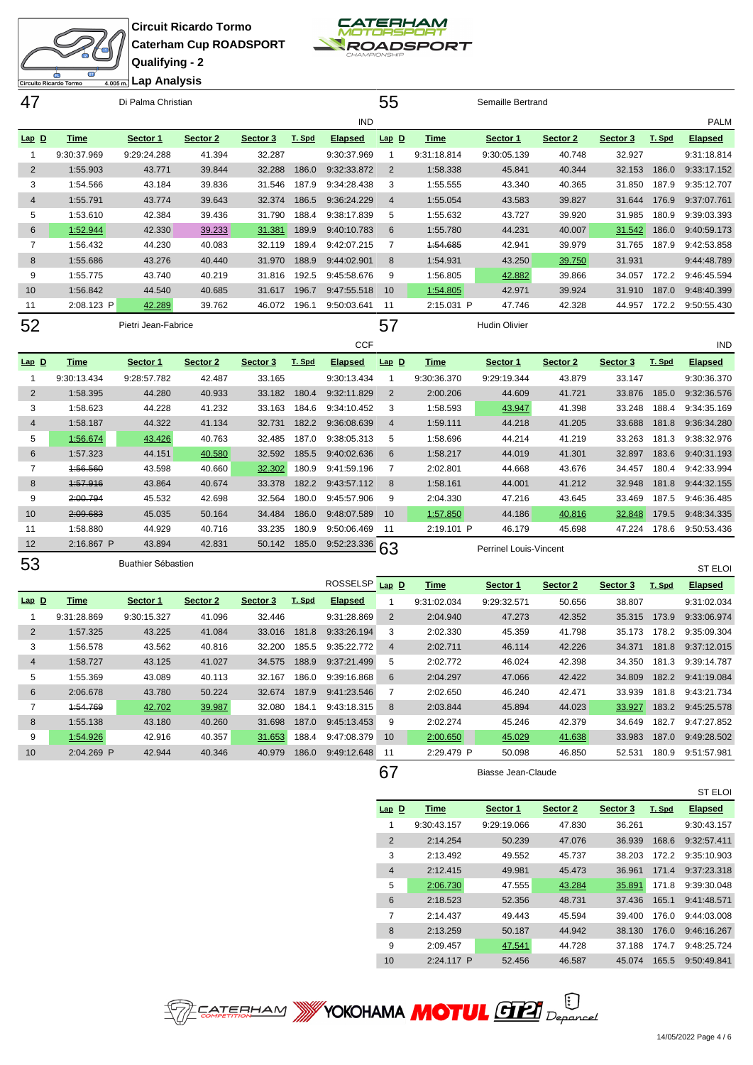Circuit Ricardo Tormo
Caterham Cup ROADSPORT
Qualifying - 2
Lap Analysis

## 47 Di Palma Christian — IND

| Lap D | Time | Sector 1 | Sector 2 | Sector 3 | T. Spd | Elapsed |
|---|---|---|---|---|---|---|
| 1 | 9:30:37.969 | 9:29:24.288 | 41.394 | 32.287 | | 9:30:37.969 |
| 2 | 1:55.903 | 43.771 | 39.844 | 32.288 | 186.0 | 9:32:33.872 |
| 3 | 1:54.566 | 43.184 | 39.836 | 31.546 | 187.9 | 9:34:28.438 |
| 4 | 1:55.791 | 43.774 | 39.643 | 32.374 | 186.5 | 9:36:24.229 |
| 5 | 1:53.610 | 42.384 | 39.436 | 31.790 | 188.4 | 9:38:17.839 |
| 6 | 1:52.944 | 42.330 | 39.233 | 31.381 | 189.9 | 9:40:10.783 |
| 7 | 1:56.432 | 44.230 | 40.083 | 32.119 | 189.4 | 9:42:07.215 |
| 8 | 1:55.686 | 43.276 | 40.440 | 31.970 | 188.9 | 9:44:02.901 |
| 9 | 1:55.775 | 43.740 | 40.219 | 31.816 | 192.5 | 9:45:58.676 |
| 10 | 1:56.842 | 44.540 | 40.685 | 31.617 | 196.7 | 9:47:55.518 |
| 11 | 2:08.123 P | 42.289 | 39.762 | 46.072 | 196.1 | 9:50:03.641 |

## 55 Semaille Bertrand — PALM

| Lap D | Time | Sector 1 | Sector 2 | Sector 3 | T. Spd | Elapsed |
|---|---|---|---|---|---|---|
| 1 | 9:31:18.814 | 9:30:05.139 | 40.748 | 32.927 | | 9:31:18.814 |
| 2 | 1:58.338 | 45.841 | 40.344 | 32.153 | 186.0 | 9:33:17.152 |
| 3 | 1:55.555 | 43.340 | 40.365 | 31.850 | 187.9 | 9:35:12.707 |
| 4 | 1:55.054 | 43.583 | 39.827 | 31.644 | 176.9 | 9:37:07.761 |
| 5 | 1:55.632 | 43.727 | 39.920 | 31.985 | 180.9 | 9:39:03.393 |
| 6 | 1:55.780 | 44.231 | 40.007 | 31.542 | 186.0 | 9:40:59.173 |
| 7 | ~~1:54.685~~ | 42.941 | 39.979 | 31.765 | 187.9 | 9:42:53.858 |
| 8 | 1:54.931 | 43.250 | 39.750 | 31.931 | | 9:44:48.789 |
| 9 | 1:56.805 | 42.882 | 39.866 | 34.057 | 172.2 | 9:46:45.594 |
| 10 | 1:54.805 | 42.971 | 39.924 | 31.910 | 187.0 | 9:48:40.399 |
| 11 | 2:15.031 P | 47.746 | 42.328 | 44.957 | 172.2 | 9:50:55.430 |

## 52 Pietri Jean-Fabrice — CCF

| Lap D | Time | Sector 1 | Sector 2 | Sector 3 | T. Spd | Elapsed |
|---|---|---|---|---|---|---|
| 1 | 9:30:13.434 | 9:28:57.782 | 42.487 | 33.165 | | 9:30:13.434 |
| 2 | 1:58.395 | 44.280 | 40.933 | 33.182 | 180.4 | 9:32:11.829 |
| 3 | 1:58.623 | 44.228 | 41.232 | 33.163 | 184.6 | 9:34:10.452 |
| 4 | 1:58.187 | 44.322 | 41.134 | 32.731 | 182.2 | 9:36:08.639 |
| 5 | 1:56.674 | 43.426 | 40.763 | 32.485 | 187.0 | 9:38:05.313 |
| 6 | 1:57.323 | 44.151 | 40.580 | 32.592 | 185.5 | 9:40:02.636 |
| 7 | ~~1:56.560~~ | 43.598 | 40.660 | 32.302 | 180.9 | 9:41:59.196 |
| 8 | ~~1:57.916~~ | 43.864 | 40.674 | 33.378 | 182.2 | 9:43:57.112 |
| 9 | ~~2:00.794~~ | 45.532 | 42.698 | 32.564 | 180.0 | 9:45:57.906 |
| 10 | ~~2:09.683~~ | 45.035 | 50.164 | 34.484 | 186.0 | 9:48:07.589 |
| 11 | 1:58.880 | 44.929 | 40.716 | 33.235 | 180.9 | 9:50:06.469 |
| 12 | 2:16.867 P | 43.894 | 42.831 | 50.142 | 185.0 | 9:52:23.336 |

## 57 Hudin Olivier — IND

| Lap D | Time | Sector 1 | Sector 2 | Sector 3 | T. Spd | Elapsed |
|---|---|---|---|---|---|---|
| 1 | 9:30:36.370 | 9:29:19.344 | 43.879 | 33.147 | | 9:30:36.370 |
| 2 | 2:00.206 | 44.609 | 41.721 | 33.876 | 185.0 | 9:32:36.576 |
| 3 | 1:58.593 | 43.947 | 41.398 | 33.248 | 188.4 | 9:34:35.169 |
| 4 | 1:59.111 | 44.218 | 41.205 | 33.688 | 181.8 | 9:36:34.280 |
| 5 | 1:58.696 | 44.214 | 41.219 | 33.263 | 181.3 | 9:38:32.976 |
| 6 | 1:58.217 | 44.019 | 41.301 | 32.897 | 183.6 | 9:40:31.193 |
| 7 | 2:02.801 | 44.668 | 43.676 | 34.457 | 180.4 | 9:42:33.994 |
| 8 | 1:58.161 | 44.001 | 41.212 | 32.948 | 181.8 | 9:44:32.155 |
| 9 | 2:04.330 | 47.216 | 43.645 | 33.469 | 187.5 | 9:46:36.485 |
| 10 | 1:57.850 | 44.186 | 40.816 | 32.848 | 179.5 | 9:48:34.335 |
| 11 | 2:19.101 P | 46.179 | 45.698 | 47.224 | 178.6 | 9:50:53.436 |

## 53 Buathier Sébastien — ROSSELSP

| Lap D | Time | Sector 1 | Sector 2 | Sector 3 | T. Spd | Elapsed |
|---|---|---|---|---|---|---|
| 1 | 9:31:28.869 | 9:30:15.327 | 41.096 | 32.446 | | 9:31:28.869 |
| 2 | 1:57.325 | 43.225 | 41.084 | 33.016 | 181.8 | 9:33:26.194 |
| 3 | 1:56.578 | 43.562 | 40.816 | 32.200 | 185.5 | 9:35:22.772 |
| 4 | 1:58.727 | 43.125 | 41.027 | 34.575 | 188.9 | 9:37:21.499 |
| 5 | 1:55.369 | 43.089 | 40.113 | 32.167 | 186.0 | 9:39:16.868 |
| 6 | 2:06.678 | 43.780 | 50.224 | 32.674 | 187.9 | 9:41:23.546 |
| 7 | ~~1:54.769~~ | 42.702 | 39.987 | 32.080 | 184.1 | 9:43:18.315 |
| 8 | 1:55.138 | 43.180 | 40.260 | 31.698 | 187.0 | 9:45:13.453 |
| 9 | 1:54.926 | 42.916 | 40.357 | 31.653 | 188.4 | 9:47:08.379 |
| 10 | 2:04.269 P | 42.944 | 40.346 | 40.979 | 186.0 | 9:49:12.648 |

## 63 Perrinel Louis-Vincent — ST ELOI

| Lap D | Time | Sector 1 | Sector 2 | Sector 3 | T. Spd | Elapsed |
|---|---|---|---|---|---|---|
| 1 | 9:31:02.034 | 9:29:32.571 | 50.656 | 38.807 | | 9:31:02.034 |
| 2 | 2:04.940 | 47.273 | 42.352 | 35.315 | 173.9 | 9:33:06.974 |
| 3 | 2:02.330 | 45.359 | 41.798 | 35.173 | 178.2 | 9:35:09.304 |
| 4 | 2:02.711 | 46.114 | 42.226 | 34.371 | 181.8 | 9:37:12.015 |
| 5 | 2:02.772 | 46.024 | 42.398 | 34.350 | 181.3 | 9:39:14.787 |
| 6 | 2:04.297 | 47.066 | 42.422 | 34.809 | 182.2 | 9:41:19.084 |
| 7 | 2:02.650 | 46.240 | 42.471 | 33.939 | 181.8 | 9:43:21.734 |
| 8 | 2:03.844 | 45.894 | 44.023 | 33.927 | 183.2 | 9:45:25.578 |
| 9 | 2:02.274 | 45.246 | 42.379 | 34.649 | 182.7 | 9:47:27.852 |
| 10 | 2:00.650 | 45.029 | 41.638 | 33.983 | 187.0 | 9:49:28.502 |
| 11 | 2:29.479 P | 50.098 | 46.850 | 52.531 | 180.9 | 9:51:57.981 |

## 67 Biasse Jean-Claude — ST ELOI

| Lap D | Time | Sector 1 | Sector 2 | Sector 3 | T. Spd | Elapsed |
|---|---|---|---|---|---|---|
| 1 | 9:30:43.157 | 9:29:19.066 | 47.830 | 36.261 | | 9:30:43.157 |
| 2 | 2:14.254 | 50.239 | 47.076 | 36.939 | 168.6 | 9:32:57.411 |
| 3 | 2:13.492 | 49.552 | 45.737 | 38.203 | 172.2 | 9:35:10.903 |
| 4 | 2:12.415 | 49.981 | 45.473 | 36.961 | 171.4 | 9:37:23.318 |
| 5 | 2:06.730 | 47.555 | 43.284 | 35.891 | 171.8 | 9:39:30.048 |
| 6 | 2:18.523 | 52.356 | 48.731 | 37.436 | 165.1 | 9:41:48.571 |
| 7 | 2:14.437 | 49.443 | 45.594 | 39.400 | 176.0 | 9:44:03.008 |
| 8 | 2:13.259 | 50.187 | 44.942 | 38.130 | 176.0 | 9:46:16.267 |
| 9 | 2:09.457 | 47.541 | 44.728 | 37.188 | 174.7 | 9:48:25.724 |
| 10 | 2:24.117 P | 52.456 | 46.587 | 45.074 | 165.5 | 9:50:49.841 |

14/05/2022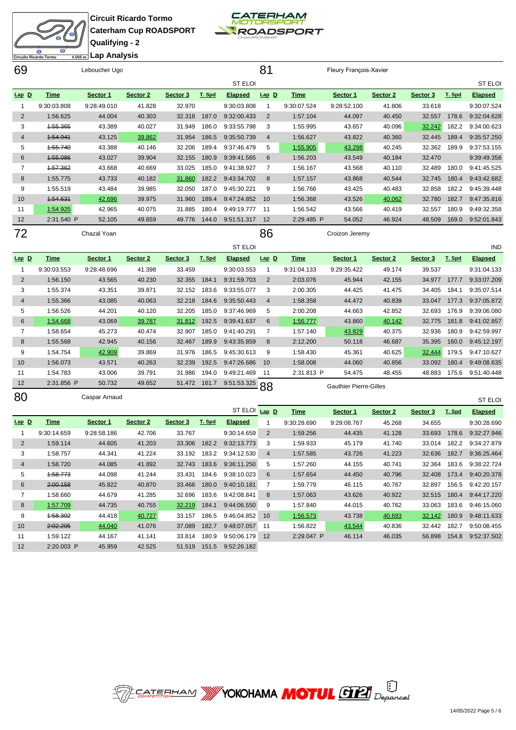**Circuit Ricardo Tormo**
**Caterham Cup ROADSPORT**
**Qualifying - 2**
**Lap Analysis**

## 69 Leboucher Ugo — ST ELOI

| Lap | D | Time | Sector 1 | Sector 2 | Sector 3 | T. Spd | Elapsed |
|---|---|---|---|---|---|---|---|
| 1 | | 9:30:03.808 | 9:28:49.010 | 41.828 | 32.970 | | 9:30:03.808 |
| 2 | | 1:56.625 | 44.004 | 40.303 | 32.318 | 187.0 | 9:32:00.433 |
| 3 | | ~~1:55.365~~ | 43.389 | 40.027 | 31.949 | 186.0 | 9:33:55.798 |
| 4 | | ~~1:54.941~~ | 43.125 | 39.862 | 31.954 | 186.5 | 9:35:50.739 |
| 5 | | ~~1:55.740~~ | 43.388 | 40.146 | 32.206 | 189.4 | 9:37:46.479 |
| 6 | | ~~1:55.086~~ | 43.027 | 39.904 | 32.155 | 180.9 | 9:39:41.565 |
| 7 | | ~~1:57.362~~ | 43.668 | 40.669 | 33.025 | 185.0 | 9:41:38.927 |
| 8 | | 1:55.775 | 43.733 | 40.182 | 31.860 | 182.2 | 9:43:34.702 |
| 9 | | 1:55.519 | 43.484 | 39.985 | 32.050 | 187.0 | 9:45:30.221 |
| 10 | | ~~1:54.631~~ | 42.696 | 39.975 | 31.960 | 189.4 | 9:47:24.852 |
| 11 | | 1:54.925 | 42.965 | 40.075 | 31.885 | 180.4 | 9:49:19.777 |
| 12 | | 2:31.540 P | 52.105 | 49.659 | 49.776 | 144.0 | 9:51:51.317 |

## 81 Fleury François-Xavier — ST ELOI

| Lap | D | Time | Sector 1 | Sector 2 | Sector 3 | T. Spd | Elapsed |
|---|---|---|---|---|---|---|---|
| 1 | | 9:30:07.524 | 9:28:52.100 | 41.806 | 33.618 | | 9:30:07.524 |
| 2 | | 1:57.104 | 44.097 | 40.450 | 32.557 | 178.6 | 9:32:04.628 |
| 3 | | 1:55.995 | 43.657 | 40.096 | 32.242 | 182.2 | 9:34:00.623 |
| 4 | | 1:56.627 | 43.822 | 40.360 | 32.445 | 189.4 | 9:35:57.250 |
| 5 | | 1:55.905 | 43.298 | 40.245 | 32.362 | 189.9 | 9:37:53.155 |
| 6 | | 1:56.203 | 43.549 | 40.184 | 32.470 | | 9:39:49.358 |
| 7 | | 1:56.167 | 43.568 | 40.110 | 32.489 | 180.0 | 9:41:45.525 |
| 8 | | 1:57.157 | 43.868 | 40.544 | 32.745 | 180.4 | 9:43:42.682 |
| 9 | | 1:56.766 | 43.425 | 40.483 | 32.858 | 182.2 | 9:45:39.448 |
| 10 | | 1:56.368 | 43.526 | 40.062 | 32.780 | 182.7 | 9:47:35.816 |
| 11 | | 1:56.542 | 43.566 | 40.419 | 32.557 | 180.9 | 9:49:32.358 |
| 12 | | 2:29.485 P | 54.052 | 46.924 | 48.509 | 169.0 | 9:52:01.843 |

## 72 Chazal Yoan — ST ELOI

| Lap | D | Time | Sector 1 | Sector 2 | Sector 3 | T. Spd | Elapsed |
|---|---|---|---|---|---|---|---|
| 1 | | 9:30:03.553 | 9:28:48.696 | 41.398 | 33.459 | | 9:30:03.553 |
| 2 | | 1:56.150 | 43.565 | 40.230 | 32.355 | 184.1 | 9:31:59.703 |
| 3 | | 1:55.374 | 43.351 | 39.871 | 32.152 | 183.6 | 9:33:55.077 |
| 4 | | 1:55.366 | 43.085 | 40.063 | 32.218 | 184.6 | 9:35:50.443 |
| 5 | | 1:56.526 | 44.201 | 40.120 | 32.205 | 185.0 | 9:37:46.969 |
| 6 | | 1:54.668 | 43.069 | 39.787 | 31.812 | 192.5 | 9:39:41.637 |
| 7 | | 1:58.654 | 45.273 | 40.474 | 32.907 | 185.0 | 9:41:40.291 |
| 8 | | 1:55.568 | 42.945 | 40.156 | 32.467 | 189.9 | 9:43:35.859 |
| 9 | | 1:54.754 | 42.909 | 39.869 | 31.976 | 186.5 | 9:45:30.613 |
| 10 | | 1:56.073 | 43.571 | 40.263 | 32.239 | 192.5 | 9:47:26.686 |
| 11 | | 1:54.783 | 43.006 | 39.791 | 31.986 | 194.0 | 9:49:21.469 |
| 12 | | 2:31.856 P | 50.732 | 49.652 | 51.472 | 161.7 | 9:51:53.325 |

## 86 Croizon Jeremy — IND

| Lap | D | Time | Sector 1 | Sector 2 | Sector 3 | T. Spd | Elapsed |
|---|---|---|---|---|---|---|---|
| 1 | | 9:31:04.133 | 9:29:35.422 | 49.174 | 39.537 | | 9:31:04.133 |
| 2 | | 2:03.076 | 45.944 | 42.155 | 34.977 | 177.7 | 9:33:07.209 |
| 3 | | 2:00.305 | 44.425 | 41.475 | 34.405 | 184.1 | 9:35:07.514 |
| 4 | | 1:58.358 | 44.472 | 40.839 | 33.047 | 177.3 | 9:37:05.872 |
| 5 | | 2:00.208 | 44.663 | 42.852 | 32.693 | 176.9 | 9:39:06.080 |
| 6 | | 1:56.777 | 43.860 | 40.142 | 32.775 | 181.8 | 9:41:02.857 |
| 7 | | 1:57.140 | 43.829 | 40.375 | 32.936 | 180.9 | 9:42:59.997 |
| 8 | | 2:12.200 | 50.118 | 46.687 | 35.395 | 160.0 | 9:45:12.197 |
| 9 | | 1:58.430 | 45.361 | 40.625 | 32.444 | 179.5 | 9:47:10.627 |
| 10 | | 1:58.008 | 44.060 | 40.856 | 33.092 | 180.4 | 9:49:08.635 |
| 11 | | 2:31.813 P | 54.475 | 48.455 | 48.883 | 175.6 | 9:51:40.448 |

## 80 Caspar Arnaud — ST ELOI

| Lap | D | Time | Sector 1 | Sector 2 | Sector 3 | T. Spd | Elapsed |
|---|---|---|---|---|---|---|---|
| 1 | | 9:30:14.659 | 9:28:58.186 | 42.706 | 33.767 | | 9:30:14.659 |
| 2 | | 1:59.114 | 44.605 | 41.203 | 33.306 | 182.2 | 9:32:13.773 |
| 3 | | 1:58.757 | 44.341 | 41.224 | 33.192 | 183.2 | 9:34:12.530 |
| 4 | | 1:58.720 | 44.085 | 41.892 | 32.743 | 183.6 | 9:36:11.250 |
| 5 | | ~~1:58.773~~ | 44.098 | 41.244 | 33.431 | 184.6 | 9:38:10.023 |
| 6 | | ~~2:00.158~~ | 45.822 | 40.870 | 33.466 | 180.0 | 9:40:10.181 |
| 7 | | 1:58.660 | 44.679 | 41.285 | 32.696 | 183.6 | 9:42:08.841 |
| 8 | | 1:57.709 | 44.735 | 40.755 | 32.219 | 184.1 | 9:44:06.550 |
| 9 | | ~~1:58.302~~ | 44.418 | 40.727 | 33.157 | 186.5 | 9:46:04.852 |
| 10 | | ~~2:02.205~~ | 44.040 | 41.076 | 37.089 | 182.7 | 9:48:07.057 |
| 11 | | 1:59.122 | 44.167 | 41.141 | 33.814 | 180.9 | 9:50:06.179 |
| 12 | | 2:20.003 P | 45.959 | 42.525 | 51.519 | 151.5 | 9:52:26.182 |

## 88 Gauthier Pierre-Gilles — ST ELOI

| Lap | D | Time | Sector 1 | Sector 2 | Sector 3 | T. Spd | Elapsed |
|---|---|---|---|---|---|---|---|
| 1 | | 9:30:28.690 | 9:29:08.767 | 45.268 | 34.655 | | 9:30:28.690 |
| 2 | | 1:59.256 | 44.435 | 41.128 | 33.693 | 178.6 | 9:32:27.946 |
| 3 | | 1:59.933 | 45.179 | 41.740 | 33.014 | 182.2 | 9:34:27.879 |
| 4 | | 1:57.585 | 43.726 | 41.223 | 32.636 | 182.7 | 9:36:25.464 |
| 5 | | 1:57.260 | 44.155 | 40.741 | 32.364 | 183.6 | 9:38:22.724 |
| 6 | | 1:57.654 | 44.450 | 40.796 | 32.408 | 173.4 | 9:40:20.378 |
| 7 | | 1:59.779 | 46.115 | 40.767 | 32.897 | 156.5 | 9:42:20.157 |
| 8 | | 1:57.063 | 43.626 | 40.922 | 32.515 | 180.4 | 9:44:17.220 |
| 9 | | 1:57.840 | 44.015 | 40.762 | 33.063 | 183.6 | 9:46:15.060 |
| 10 | | 1:56.573 | 43.738 | 40.693 | 32.142 | 180.9 | 9:48:11.633 |
| 11 | | 1:56.822 | 43.544 | 40.836 | 32.442 | 182.7 | 9:50:08.455 |
| 12 | | 2:29.047 P | 46.114 | 46.035 | 56.898 | 154.8 | 9:52:37.502 |

14/05/2022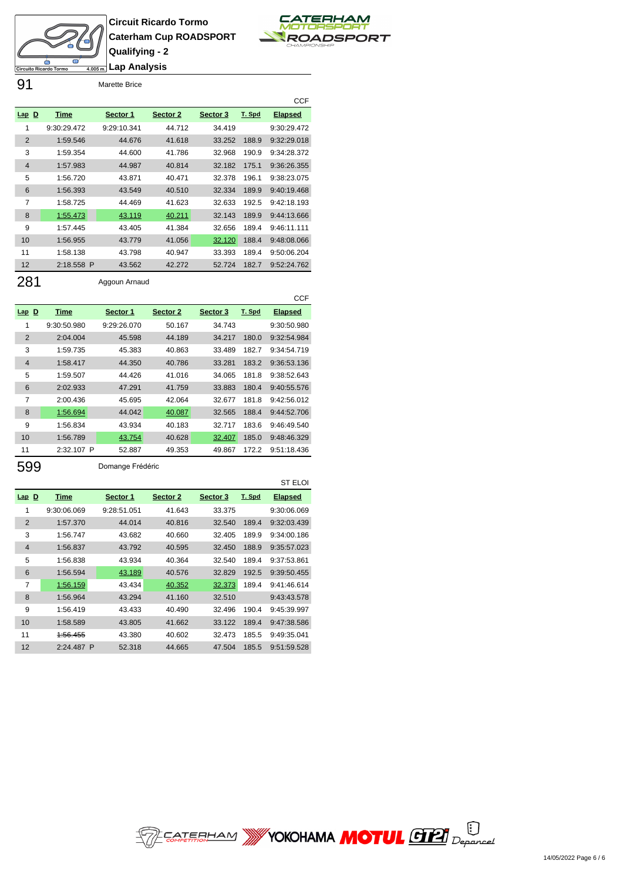**Circuit Ricardo Tormo**
**Caterham Cup ROADSPORT**
**Qualifying - 2**
**Lap Analysis**

## 91 Marette Brice

CCF

| Lap | D | Time | Sector 1 | Sector 2 | Sector 3 | T. Spd | Elapsed |
|---|---|---|---|---|---|---|---|
| 1 | | 9:30:29.472 | 9:29:10.341 | 44.712 | 34.419 | | 9:30:29.472 |
| 2 | | 1:59.546 | 44.676 | 41.618 | 33.252 | 188.9 | 9:32:29.018 |
| 3 | | 1:59.354 | 44.600 | 41.786 | 32.968 | 190.9 | 9:34:28.372 |
| 4 | | 1:57.983 | 44.987 | 40.814 | 32.182 | 175.1 | 9:36:26.355 |
| 5 | | 1:56.720 | 43.871 | 40.471 | 32.378 | 196.1 | 9:38:23.075 |
| 6 | | 1:56.393 | 43.549 | 40.510 | 32.334 | 189.9 | 9:40:19.468 |
| 7 | | 1:58.725 | 44.469 | 41.623 | 32.633 | 192.5 | 9:42:18.193 |
| 8 | | 1:55.473 | 43.119 | 40.211 | 32.143 | 189.9 | 9:44:13.666 |
| 9 | | 1:57.445 | 43.405 | 41.384 | 32.656 | 189.4 | 9:46:11.111 |
| 10 | | 1:56.955 | 43.779 | 41.056 | 32.120 | 188.4 | 9:48:08.066 |
| 11 | | 1:58.138 | 43.798 | 40.947 | 33.393 | 189.4 | 9:50:06.204 |
| 12 | | 2:18.558 P | 43.562 | 42.272 | 52.724 | 182.7 | 9:52:24.762 |

## 281 Aggoun Arnaud

CCF

| Lap | D | Time | Sector 1 | Sector 2 | Sector 3 | T. Spd | Elapsed |
|---|---|---|---|---|---|---|---|
| 1 | | 9:30:50.980 | 9:29:26.070 | 50.167 | 34.743 | | 9:30:50.980 |
| 2 | | 2:04.004 | 45.598 | 44.189 | 34.217 | 180.0 | 9:32:54.984 |
| 3 | | 1:59.735 | 45.383 | 40.863 | 33.489 | 182.7 | 9:34:54.719 |
| 4 | | 1:58.417 | 44.350 | 40.786 | 33.281 | 183.2 | 9:36:53.136 |
| 5 | | 1:59.507 | 44.426 | 41.016 | 34.065 | 181.8 | 9:38:52.643 |
| 6 | | 2:02.933 | 47.291 | 41.759 | 33.883 | 180.4 | 9:40:55.576 |
| 7 | | 2:00.436 | 45.695 | 42.064 | 32.677 | 181.8 | 9:42:56.012 |
| 8 | | 1:56.694 | 44.042 | 40.087 | 32.565 | 188.4 | 9:44:52.706 |
| 9 | | 1:56.834 | 43.934 | 40.183 | 32.717 | 183.6 | 9:46:49.540 |
| 10 | | 1:56.789 | 43.754 | 40.628 | 32.407 | 185.0 | 9:48:46.329 |
| 11 | | 2:32.107 P | 52.887 | 49.353 | 49.867 | 172.2 | 9:51:18.436 |

## 599 Domange Frédéric

ST ELOI

| Lap | D | Time | Sector 1 | Sector 2 | Sector 3 | T. Spd | Elapsed |
|---|---|---|---|---|---|---|---|
| 1 | | 9:30:06.069 | 9:28:51.051 | 41.643 | 33.375 | | 9:30:06.069 |
| 2 | | 1:57.370 | 44.014 | 40.816 | 32.540 | 189.4 | 9:32:03.439 |
| 3 | | 1:56.747 | 43.682 | 40.660 | 32.405 | 189.9 | 9:34:00.186 |
| 4 | | 1:56.837 | 43.792 | 40.595 | 32.450 | 188.9 | 9:35:57.023 |
| 5 | | 1:56.838 | 43.934 | 40.364 | 32.540 | 189.4 | 9:37:53.861 |
| 6 | | 1:56.594 | 43.189 | 40.576 | 32.829 | 192.5 | 9:39:50.455 |
| 7 | | 1:56.159 | 43.434 | 40.352 | 32.373 | 189.4 | 9:41:46.614 |
| 8 | | 1:56.964 | 43.294 | 41.160 | 32.510 | | 9:43:43.578 |
| 9 | | 1:56.419 | 43.433 | 40.490 | 32.496 | 190.4 | 9:45:39.997 |
| 10 | | 1:58.589 | 43.805 | 41.662 | 33.122 | 189.4 | 9:47:38.586 |
| 11 | | ~~1:56.455~~ | 43.380 | 40.602 | 32.473 | 185.5 | 9:49:35.041 |
| 12 | | 2:24.487 P | 52.318 | 44.665 | 47.504 | 185.5 | 9:51:59.528 |

14/05/2022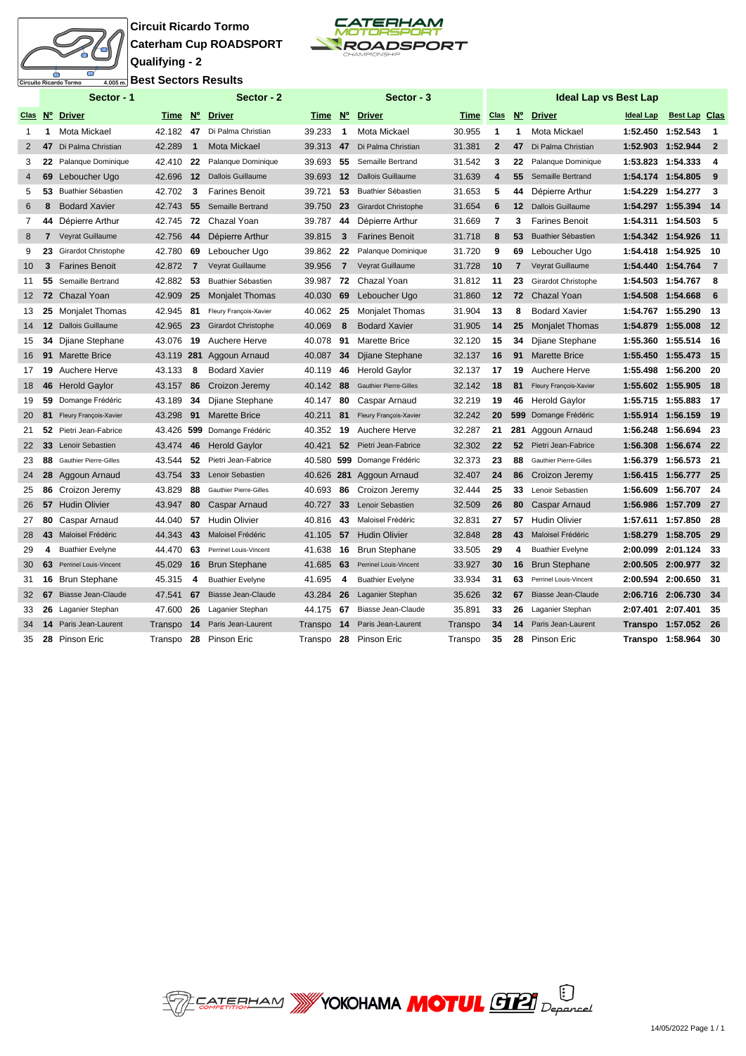**Circuit Ricardo Tormo**

**Caterham Cup ROADSPORT**

**Qualifying - 2**

**Best Sectors Results**

| Sector - 1 | | | | Sector - 2 | | | Sector - 3 | | | Ideal Lap vs Best Lap | | | | | |
|---|---|---|---|---|---|---|---|---|---|---|---|---|---|---|---|
| Clas | Nº | Driver | Time | Nº | Driver | Time | Nº | Driver | Time | Clas | Nº | Driver | Ideal Lap | Best Lap | Clas |
| 1 | 1 | Mota Mickael | 42.182 | 47 | Di Palma Christian | 39.233 | 1 | Mota Mickael | 30.955 | 1 | 1 | Mota Mickael | 1:52.450 | 1:52.543 | 1 |
| 2 | 47 | Di Palma Christian | 42.289 | 1 | Mota Mickael | 39.313 | 47 | Di Palma Christian | 31.381 | 2 | 47 | Di Palma Christian | 1:52.903 | 1:52.944 | 2 |
| 3 | 22 | Palanque Dominique | 42.410 | 22 | Palanque Dominique | 39.693 | 55 | Semaille Bertrand | 31.542 | 3 | 22 | Palanque Dominique | 1:53.823 | 1:54.333 | 4 |
| 4 | 69 | Leboucher Ugo | 42.696 | 12 | Dallois Guillaume | 39.693 | 12 | Dallois Guillaume | 31.639 | 4 | 55 | Semaille Bertrand | 1:54.174 | 1:54.805 | 9 |
| 5 | 53 | Buathier Sébastien | 42.702 | 3 | Farines Benoit | 39.721 | 53 | Buathier Sébastien | 31.653 | 5 | 44 | Dépierre Arthur | 1:54.229 | 1:54.277 | 3 |
| 6 | 8 | Bodard Xavier | 42.743 | 55 | Semaille Bertrand | 39.750 | 23 | Girardot Christophe | 31.654 | 6 | 12 | Dallois Guillaume | 1:54.297 | 1:55.394 | 14 |
| 7 | 44 | Dépierre Arthur | 42.745 | 72 | Chazal Yoan | 39.787 | 44 | Dépierre Arthur | 31.669 | 7 | 3 | Farines Benoit | 1:54.311 | 1:54.503 | 5 |
| 8 | 7 | Veyrat Guillaume | 42.756 | 44 | Dépierre Arthur | 39.815 | 3 | Farines Benoit | 31.718 | 8 | 53 | Buathier Sébastien | 1:54.342 | 1:54.926 | 11 |
| 9 | 23 | Girardot Christophe | 42.780 | 69 | Leboucher Ugo | 39.862 | 22 | Palanque Dominique | 31.720 | 9 | 69 | Leboucher Ugo | 1:54.418 | 1:54.925 | 10 |
| 10 | 3 | Farines Benoit | 42.872 | 7 | Veyrat Guillaume | 39.956 | 7 | Veyrat Guillaume | 31.728 | 10 | 7 | Veyrat Guillaume | 1:54.440 | 1:54.764 | 7 |
| 11 | 55 | Semaille Bertrand | 42.882 | 53 | Buathier Sébastien | 39.987 | 72 | Chazal Yoan | 31.812 | 11 | 23 | Girardot Christophe | 1:54.503 | 1:54.767 | 8 |
| 12 | 72 | Chazal Yoan | 42.909 | 25 | Monjalet Thomas | 40.030 | 69 | Leboucher Ugo | 31.860 | 12 | 72 | Chazal Yoan | 1:54.508 | 1:54.668 | 6 |
| 13 | 25 | Monjalet Thomas | 42.945 | 81 | Fleury François-Xavier | 40.062 | 25 | Monjalet Thomas | 31.904 | 13 | 8 | Bodard Xavier | 1:54.767 | 1:55.290 | 13 |
| 14 | 12 | Dallois Guillaume | 42.965 | 23 | Girardot Christophe | 40.069 | 8 | Bodard Xavier | 31.905 | 14 | 25 | Monjalet Thomas | 1:54.879 | 1:55.008 | 12 |
| 15 | 34 | Djiane Stephane | 43.076 | 19 | Auchere Herve | 40.078 | 91 | Marette Brice | 32.120 | 15 | 34 | Djiane Stephane | 1:55.360 | 1:55.514 | 16 |
| 16 | 91 | Marette Brice | 43.119 | 281 | Aggoun Arnaud | 40.087 | 34 | Djiane Stephane | 32.137 | 16 | 91 | Marette Brice | 1:55.450 | 1:55.473 | 15 |
| 17 | 19 | Auchere Herve | 43.133 | 8 | Bodard Xavier | 40.119 | 46 | Herold Gaylor | 32.137 | 17 | 19 | Auchere Herve | 1:55.498 | 1:56.200 | 20 |
| 18 | 46 | Herold Gaylor | 43.157 | 86 | Croizon Jeremy | 40.142 | 88 | Gauthier Pierre-Gilles | 32.142 | 18 | 81 | Fleury François-Xavier | 1:55.602 | 1:55.905 | 18 |
| 19 | 59 | Domange Frédéric | 43.189 | 34 | Djiane Stephane | 40.147 | 80 | Caspar Arnaud | 32.219 | 19 | 46 | Herold Gaylor | 1:55.715 | 1:55.883 | 17 |
| 20 | 81 | Fleury François-Xavier | 43.298 | 91 | Marette Brice | 40.211 | 81 | Fleury François-Xavier | 32.242 | 20 | 599 | Domange Frédéric | 1:55.914 | 1:56.159 | 19 |
| 21 | 52 | Pietri Jean-Fabrice | 43.426 | 599 | Domange Frédéric | 40.352 | 19 | Auchere Herve | 32.287 | 21 | 281 | Aggoun Arnaud | 1:56.248 | 1:56.694 | 23 |
| 22 | 33 | Lenoir Sebastien | 43.474 | 46 | Herold Gaylor | 40.421 | 52 | Pietri Jean-Fabrice | 32.302 | 22 | 52 | Pietri Jean-Fabrice | 1:56.308 | 1:56.674 | 22 |
| 23 | 88 | Gauthier Pierre-Gilles | 43.544 | 52 | Pietri Jean-Fabrice | 40.580 | 599 | Domange Frédéric | 32.373 | 23 | 88 | Gauthier Pierre-Gilles | 1:56.379 | 1:56.573 | 21 |
| 24 | 28 | Aggoun Arnaud | 43.754 | 33 | Lenoir Sebastien | 40.626 | 281 | Aggoun Arnaud | 32.407 | 24 | 86 | Croizon Jeremy | 1:56.415 | 1:56.777 | 25 |
| 25 | 86 | Croizon Jeremy | 43.829 | 88 | Gauthier Pierre-Gilles | 40.693 | 86 | Croizon Jeremy | 32.444 | 25 | 33 | Lenoir Sebastien | 1:56.609 | 1:56.707 | 24 |
| 26 | 57 | Hudin Olivier | 43.947 | 80 | Caspar Arnaud | 40.727 | 33 | Lenoir Sebastien | 32.509 | 26 | 80 | Caspar Arnaud | 1:56.986 | 1:57.709 | 27 |
| 27 | 80 | Caspar Arnaud | 44.040 | 57 | Hudin Olivier | 40.816 | 43 | Maloisel Frédéric | 32.831 | 27 | 57 | Hudin Olivier | 1:57.611 | 1:57.850 | 28 |
| 28 | 43 | Maloisel Frédéric | 44.343 | 43 | Maloisel Frédéric | 41.105 | 57 | Hudin Olivier | 32.848 | 28 | 43 | Maloisel Frédéric | 1:58.279 | 1:58.705 | 29 |
| 29 | 4 | Buathier Evelyne | 44.470 | 63 | Perrinel Louis-Vincent | 41.638 | 16 | Brun Stephane | 33.505 | 29 | 4 | Buathier Evelyne | 2:00.099 | 2:01.124 | 33 |
| 30 | 63 | Perrinel Louis-Vincent | 45.029 | 16 | Brun Stephane | 41.685 | 63 | Perrinel Louis-Vincent | 33.927 | 30 | 16 | Brun Stephane | 2:00.505 | 2:00.977 | 32 |
| 31 | 16 | Brun Stephane | 45.315 | 4 | Buathier Evelyne | 41.695 | 4 | Buathier Evelyne | 33.934 | 31 | 63 | Perrinel Louis-Vincent | 2:00.594 | 2:00.650 | 31 |
| 32 | 67 | Biasse Jean-Claude | 47.541 | 67 | Biasse Jean-Claude | 43.284 | 26 | Laganier Stephan | 35.626 | 32 | 67 | Biasse Jean-Claude | 2:06.716 | 2:06.730 | 34 |
| 33 | 26 | Laganier Stephan | 47.600 | 26 | Laganier Stephan | 44.175 | 67 | Biasse Jean-Claude | 35.891 | 33 | 26 | Laganier Stephan | 2:07.401 | 2:07.401 | 35 |
| 34 | 14 | Paris Jean-Laurent | Transpo | 14 | Paris Jean-Laurent | Transpo | 14 | Paris Jean-Laurent | Transpo | 34 | 14 | Paris Jean-Laurent | Transpo | 1:57.052 | 26 |
| 35 | 28 | Pinson Eric | Transpo | 28 | Pinson Eric | Transpo | 28 | Pinson Eric | Transpo | 35 | 28 | Pinson Eric | Transpo | 1:58.964 | 30 |

14/05/2022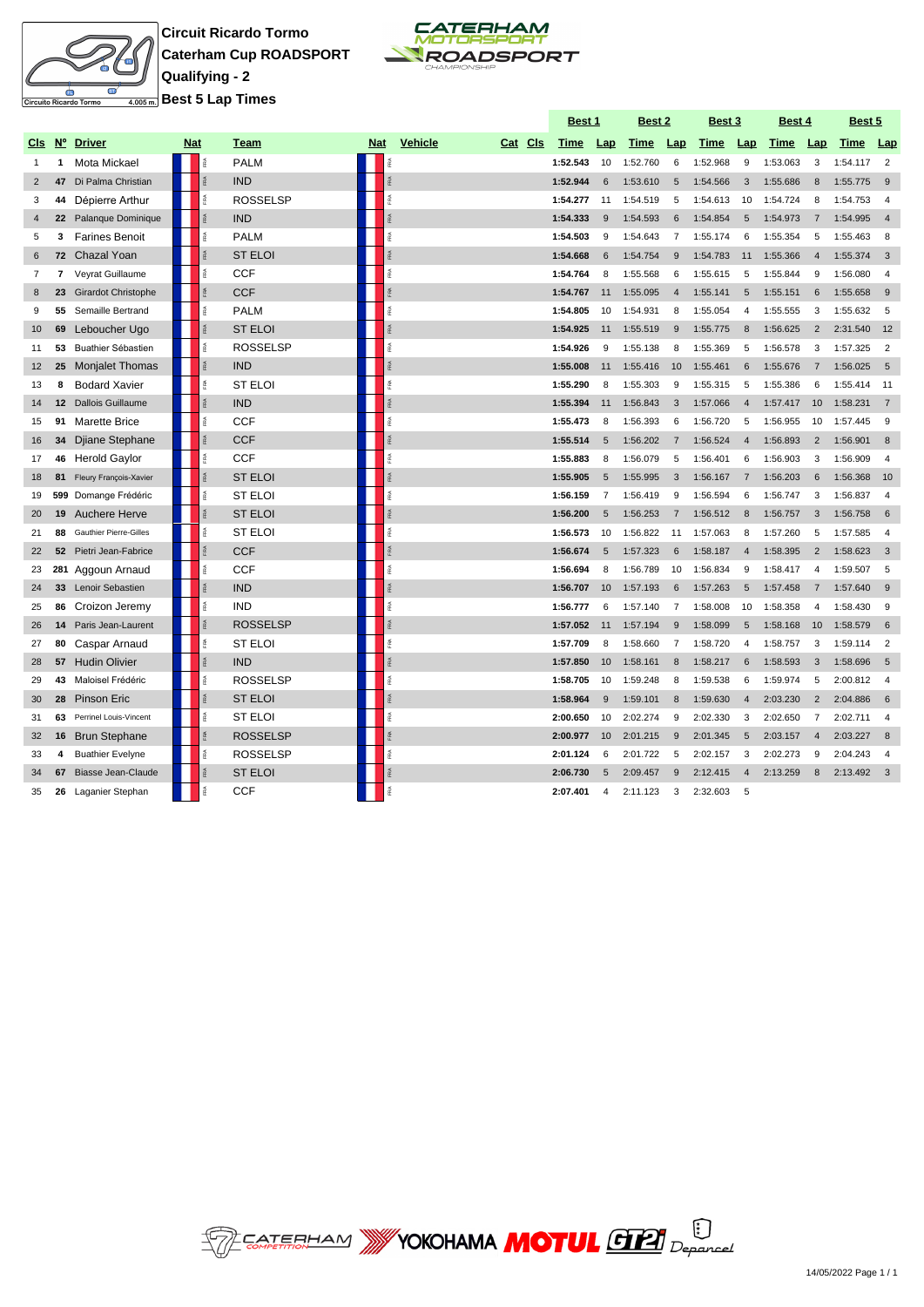**Circuit Ricardo Tormo**
**Caterham Cup ROADSPORT**
**Qualifying - 2**
**Best 5 Lap Times**

| Cls | N° | Driver | Nat | Team | Nat | Vehicle | Cat | Cls | Best 1 Time | Lap | Best 2 Time | Lap | Best 3 Time | Lap | Best 4 Time | Lap | Best 5 Time | Lap |
|---|---|---|---|---|---|---|---|---|---|---|---|---|---|---|---|---|---|---|
| 1 | 1 | Mota Mickael | FRA | PALM | FRA | | | | **1:52.543** | 10 | 1:52.760 | 6 | 1:52.968 | 9 | 1:53.063 | 3 | 1:54.117 | 2 |
| 2 | 47 | Di Palma Christian | FRA | IND | FRA | | | | **1:52.944** | 6 | 1:53.610 | 5 | 1:54.566 | 3 | 1:55.686 | 8 | 1:55.775 | 9 |
| 3 | 44 | Dépierre Arthur | FRA | ROSSELSP | FRA | | | | **1:54.277** | 11 | 1:54.519 | 5 | 1:54.613 | 10 | 1:54.724 | 8 | 1:54.753 | 4 |
| 4 | 22 | Palanque Dominique | FRA | IND | FRA | | | | **1:54.333** | 9 | 1:54.593 | 6 | 1:54.854 | 5 | 1:54.973 | 7 | 1:54.995 | 4 |
| 5 | 3 | Farines Benoit | FRA | PALM | FRA | | | | **1:54.503** | 9 | 1:54.643 | 7 | 1:55.174 | 6 | 1:55.354 | 5 | 1:55.463 | 8 |
| 6 | 72 | Chazal Yoan | FRA | ST ELOI | FRA | | | | **1:54.668** | 6 | 1:54.754 | 9 | 1:54.783 | 11 | 1:55.366 | 4 | 1:55.374 | 3 |
| 7 | 7 | Veyrat Guillaume | FRA | CCF | FRA | | | | **1:54.764** | 8 | 1:55.568 | 6 | 1:55.615 | 5 | 1:55.844 | 9 | 1:56.080 | 4 |
| 8 | 23 | Girardot Christophe | FRA | CCF | FRA | | | | **1:54.767** | 11 | 1:55.095 | 4 | 1:55.141 | 5 | 1:55.151 | 6 | 1:55.658 | 9 |
| 9 | 55 | Semaille Bertrand | FRA | PALM | FRA | | | | **1:54.805** | 10 | 1:54.931 | 8 | 1:55.054 | 4 | 1:55.555 | 3 | 1:55.632 | 5 |
| 10 | 69 | Leboucher Ugo | FRA | ST ELOI | FRA | | | | **1:54.925** | 11 | 1:55.519 | 9 | 1:55.775 | 8 | 1:56.625 | 2 | 2:31.540 | 12 |
| 11 | 53 | Buathier Sébastien | FRA | ROSSELSP | FRA | | | | **1:54.926** | 9 | 1:55.138 | 8 | 1:55.369 | 5 | 1:56.578 | 3 | 1:57.325 | 2 |
| 12 | 25 | Monjalet Thomas | FRA | IND | FRA | | | | **1:55.008** | 11 | 1:55.416 | 10 | 1:55.461 | 6 | 1:55.676 | 7 | 1:56.025 | 5 |
| 13 | 8 | Bodard Xavier | FRA | ST ELOI | FRA | | | | **1:55.290** | 8 | 1:55.303 | 9 | 1:55.315 | 5 | 1:55.386 | 6 | 1:55.414 | 11 |
| 14 | 12 | Dallois Guillaume | FRA | IND | FRA | | | | **1:55.394** | 11 | 1:56.843 | 3 | 1:57.066 | 4 | 1:57.417 | 10 | 1:58.231 | 7 |
| 15 | 91 | Marette Brice | FRA | CCF | FRA | | | | **1:55.473** | 8 | 1:56.393 | 6 | 1:56.720 | 5 | 1:56.955 | 10 | 1:57.445 | 9 |
| 16 | 34 | Djiane Stephane | FRA | CCF | FRA | | | | **1:55.514** | 5 | 1:56.202 | 7 | 1:56.524 | 4 | 1:56.893 | 2 | 1:56.901 | 8 |
| 17 | 46 | Herold Gaylor | FRA | CCF | FRA | | | | **1:55.883** | 8 | 1:56.079 | 5 | 1:56.401 | 6 | 1:56.903 | 3 | 1:56.909 | 4 |
| 18 | 81 | Fleury François-Xavier | FRA | ST ELOI | FRA | | | | **1:55.905** | 5 | 1:55.995 | 3 | 1:56.167 | 7 | 1:56.203 | 6 | 1:56.368 | 10 |
| 19 | 599 | Domange Frédéric | FRA | ST ELOI | FRA | | | | **1:56.159** | 7 | 1:56.419 | 9 | 1:56.594 | 6 | 1:56.747 | 3 | 1:56.837 | 4 |
| 20 | 19 | Auchere Herve | FRA | ST ELOI | FRA | | | | **1:56.200** | 5 | 1:56.253 | 7 | 1:56.512 | 8 | 1:56.757 | 3 | 1:56.758 | 6 |
| 21 | 88 | Gauthier Pierre-Gilles | FRA | ST ELOI | FRA | | | | **1:56.573** | 10 | 1:56.822 | 11 | 1:57.063 | 8 | 1:57.260 | 5 | 1:57.585 | 4 |
| 22 | 52 | Pietri Jean-Fabrice | FRA | CCF | FRA | | | | **1:56.674** | 5 | 1:57.323 | 6 | 1:58.187 | 4 | 1:58.395 | 2 | 1:58.623 | 3 |
| 23 | 281 | Aggoun Arnaud | FRA | CCF | FRA | | | | **1:56.694** | 8 | 1:56.789 | 10 | 1:56.834 | 9 | 1:58.417 | 4 | 1:59.507 | 5 |
| 24 | 33 | Lenoir Sebastien | FRA | IND | FRA | | | | **1:56.707** | 10 | 1:57.193 | 6 | 1:57.263 | 5 | 1:57.458 | 7 | 1:57.640 | 9 |
| 25 | 86 | Croizon Jeremy | FRA | IND | FRA | | | | **1:56.777** | 6 | 1:57.140 | 7 | 1:58.008 | 10 | 1:58.358 | 4 | 1:58.430 | 9 |
| 26 | 14 | Paris Jean-Laurent | FRA | ROSSELSP | FRA | | | | **1:57.052** | 11 | 1:57.194 | 9 | 1:58.099 | 5 | 1:58.168 | 10 | 1:58.579 | 6 |
| 27 | 80 | Caspar Arnaud | FRA | ST ELOI | FRA | | | | **1:57.709** | 8 | 1:58.660 | 7 | 1:58.720 | 4 | 1:58.757 | 3 | 1:59.114 | 2 |
| 28 | 57 | Hudin Olivier | FRA | IND | FRA | | | | **1:57.850** | 10 | 1:58.161 | 8 | 1:58.217 | 6 | 1:58.593 | 3 | 1:58.696 | 5 |
| 29 | 43 | Maloisel Frédéric | FRA | ROSSELSP | FRA | | | | **1:58.705** | 10 | 1:59.248 | 8 | 1:59.538 | 6 | 1:59.974 | 5 | 2:00.812 | 4 |
| 30 | 28 | Pinson Eric | FRA | ST ELOI | FRA | | | | **1:58.964** | 9 | 1:59.101 | 8 | 1:59.630 | 4 | 2:03.230 | 2 | 2:04.886 | 6 |
| 31 | 63 | Perrinel Louis-Vincent | FRA | ST ELOI | FRA | | | | **2:00.650** | 10 | 2:02.274 | 9 | 2:02.330 | 3 | 2:02.650 | 7 | 2:02.711 | 4 |
| 32 | 16 | Brun Stephane | FRA | ROSSELSP | FRA | | | | **2:00.977** | 10 | 2:01.215 | 9 | 2:01.345 | 5 | 2:03.157 | 4 | 2:03.227 | 8 |
| 33 | 4 | Buathier Evelyne | FRA | ROSSELSP | FRA | | | | **2:01.124** | 6 | 2:01.722 | 5 | 2:02.157 | 3 | 2:02.273 | 9 | 2:04.243 | 4 |
| 34 | 67 | Biasse Jean-Claude | FRA | ST ELOI | FRA | | | | **2:06.730** | 5 | 2:09.457 | 9 | 2:12.415 | 4 | 2:13.259 | 8 | 2:13.492 | 3 |
| 35 | 26 | Laganier Stephan | FRA | CCF | FRA | | | | **2:07.401** | 4 | 2:11.123 | 3 | 2:32.603 | 5 | | | | |

14/05/2022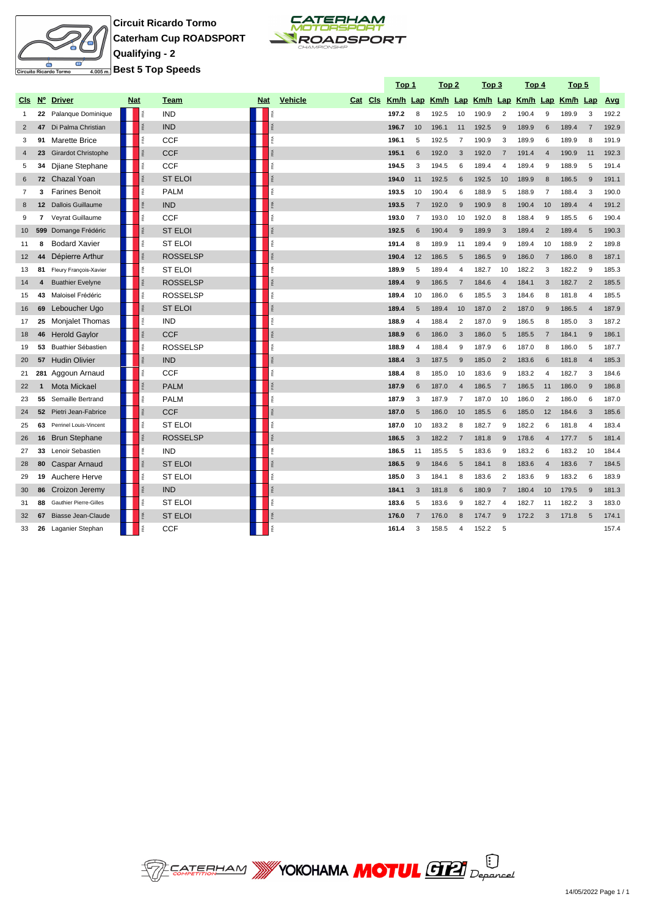**Circuit Ricardo Tormo**
**Caterham Cup ROADSPORT**
**Qualifying - 2**
**Best 5 Top Speeds**

| Cls | Nº | Driver | Nat | Team | Nat | Vehicle | Cat | Cls | Top 1 Km/h | Lap | Top 2 Km/h | Lap | Top 3 Km/h | Lap | Top 4 Km/h | Lap | Top 5 Km/h | Lap | Avg |
|---|---|---|---|---|---|---|---|---|---|---|---|---|---|---|---|---|---|---|---|
| 1 | 22 | Palanque Dominique | FRA | IND | FRA | | | | 197.2 | 8 | 192.5 | 10 | 190.9 | 2 | 190.4 | 9 | 189.9 | 3 | 192.2 |
| 2 | 47 | Di Palma Christian | FRA | IND | FRA | | | | 196.7 | 10 | 196.1 | 11 | 192.5 | 9 | 189.9 | 6 | 189.4 | 7 | 192.9 |
| 3 | 91 | Marette Brice | FRA | CCF | FRA | | | | 196.1 | 5 | 192.5 | 7 | 190.9 | 3 | 189.9 | 6 | 189.9 | 8 | 191.9 |
| 4 | 23 | Girardot Christophe | FRA | CCF | FRA | | | | 195.1 | 6 | 192.0 | 3 | 192.0 | 7 | 191.4 | 4 | 190.9 | 11 | 192.3 |
| 5 | 34 | Djiane Stephane | FRA | CCF | FRA | | | | 194.5 | 3 | 194.5 | 6 | 189.4 | 4 | 189.4 | 9 | 188.9 | 5 | 191.4 |
| 6 | 72 | Chazal Yoan | FRA | ST ELOI | FRA | | | | 194.0 | 11 | 192.5 | 6 | 192.5 | 10 | 189.9 | 8 | 186.5 | 9 | 191.1 |
| 7 | 3 | Farines Benoit | FRA | PALM | FRA | | | | 193.5 | 10 | 190.4 | 6 | 188.9 | 5 | 188.9 | 7 | 188.4 | 3 | 190.0 |
| 8 | 12 | Dallois Guillaume | FRA | IND | FRA | | | | 193.5 | 7 | 192.0 | 9 | 190.9 | 8 | 190.4 | 10 | 189.4 | 4 | 191.2 |
| 9 | 7 | Veyrat Guillaume | FRA | CCF | FRA | | | | 193.0 | 7 | 193.0 | 10 | 192.0 | 8 | 188.4 | 9 | 185.5 | 6 | 190.4 |
| 10 | 599 | Domange Frédéric | FRA | ST ELOI | FRA | | | | 192.5 | 6 | 190.4 | 9 | 189.9 | 3 | 189.4 | 2 | 189.4 | 5 | 190.3 |
| 11 | 8 | Bodard Xavier | FRA | ST ELOI | FRA | | | | 191.4 | 8 | 189.9 | 11 | 189.4 | 9 | 189.4 | 10 | 188.9 | 2 | 189.8 |
| 12 | 44 | Dépierre Arthur | FRA | ROSSELSP | FRA | | | | 190.4 | 12 | 186.5 | 5 | 186.5 | 9 | 186.0 | 7 | 186.0 | 8 | 187.1 |
| 13 | 81 | Fleury François-Xavier | FRA | ST ELOI | FRA | | | | 189.9 | 5 | 189.4 | 4 | 182.7 | 10 | 182.2 | 3 | 182.2 | 9 | 185.3 |
| 14 | 4 | Buathier Evelyne | FRA | ROSSELSP | FRA | | | | 189.4 | 9 | 186.5 | 7 | 184.6 | 4 | 184.1 | 3 | 182.7 | 2 | 185.5 |
| 15 | 43 | Maloisel Frédéric | FRA | ROSSELSP | FRA | | | | 189.4 | 10 | 186.0 | 6 | 185.5 | 3 | 184.6 | 8 | 181.8 | 4 | 185.5 |
| 16 | 69 | Leboucher Ugo | FRA | ST ELOI | FRA | | | | 189.4 | 5 | 189.4 | 10 | 187.0 | 2 | 187.0 | 9 | 186.5 | 4 | 187.9 |
| 17 | 25 | Monjalet Thomas | FRA | IND | FRA | | | | 188.9 | 4 | 188.4 | 2 | 187.0 | 9 | 186.5 | 8 | 185.0 | 3 | 187.2 |
| 18 | 46 | Herold Gaylor | FRA | CCF | FRA | | | | 188.9 | 6 | 186.0 | 3 | 186.0 | 5 | 185.5 | 7 | 184.1 | 9 | 186.1 |
| 19 | 53 | Buathier Sébastien | FRA | ROSSELSP | FRA | | | | 188.9 | 4 | 188.4 | 9 | 187.9 | 6 | 187.0 | 8 | 186.0 | 5 | 187.7 |
| 20 | 57 | Hudin Olivier | FRA | IND | FRA | | | | 188.4 | 3 | 187.5 | 9 | 185.0 | 2 | 183.6 | 6 | 181.8 | 4 | 185.3 |
| 21 | 281 | Aggoun Arnaud | FRA | CCF | FRA | | | | 188.4 | 8 | 185.0 | 10 | 183.6 | 9 | 183.2 | 4 | 182.7 | 3 | 184.6 |
| 22 | 1 | Mota Mickael | FRA | PALM | FRA | | | | 187.9 | 6 | 187.0 | 4 | 186.5 | 7 | 186.5 | 11 | 186.0 | 9 | 186.8 |
| 23 | 55 | Semaille Bertrand | FRA | PALM | FRA | | | | 187.9 | 3 | 187.9 | 7 | 187.0 | 10 | 186.0 | 2 | 186.0 | 6 | 187.0 |
| 24 | 52 | Pietri Jean-Fabrice | FRA | CCF | FRA | | | | 187.0 | 5 | 186.0 | 10 | 185.5 | 6 | 185.0 | 12 | 184.6 | 3 | 185.6 |
| 25 | 63 | Perrinel Louis-Vincent | FRA | ST ELOI | FRA | | | | 187.0 | 10 | 183.2 | 8 | 182.7 | 9 | 182.2 | 6 | 181.8 | 4 | 183.4 |
| 26 | 16 | Brun Stephane | FRA | ROSSELSP | FRA | | | | 186.5 | 3 | 182.2 | 7 | 181.8 | 9 | 178.6 | 4 | 177.7 | 5 | 181.4 |
| 27 | 33 | Lenoir Sebastien | FRA | IND | FRA | | | | 186.5 | 11 | 185.5 | 5 | 183.6 | 9 | 183.2 | 6 | 183.2 | 10 | 184.4 |
| 28 | 80 | Caspar Arnaud | FRA | ST ELOI | FRA | | | | 186.5 | 9 | 184.6 | 5 | 184.1 | 8 | 183.6 | 4 | 183.6 | 7 | 184.5 |
| 29 | 19 | Auchere Herve | FRA | ST ELOI | FRA | | | | 185.0 | 3 | 184.1 | 8 | 183.6 | 2 | 183.6 | 9 | 183.2 | 6 | 183.9 |
| 30 | 86 | Croizon Jeremy | FRA | IND | FRA | | | | 184.1 | 3 | 181.8 | 6 | 180.9 | 7 | 180.4 | 10 | 179.5 | 9 | 181.3 |
| 31 | 88 | Gauthier Pierre-Gilles | FRA | ST ELOI | FRA | | | | 183.6 | 5 | 183.6 | 9 | 182.7 | 4 | 182.7 | 11 | 182.2 | 3 | 183.0 |
| 32 | 67 | Biasse Jean-Claude | FRA | ST ELOI | FRA | | | | 176.0 | 7 | 176.0 | 8 | 174.7 | 9 | 172.2 | 3 | 171.8 | 5 | 174.1 |
| 33 | 26 | Laganier Stephan | FRA | CCF | FRA | | | | 161.4 | 3 | 158.5 | 4 | 152.2 | 5 | | | | | 157.4 |

14/05/2022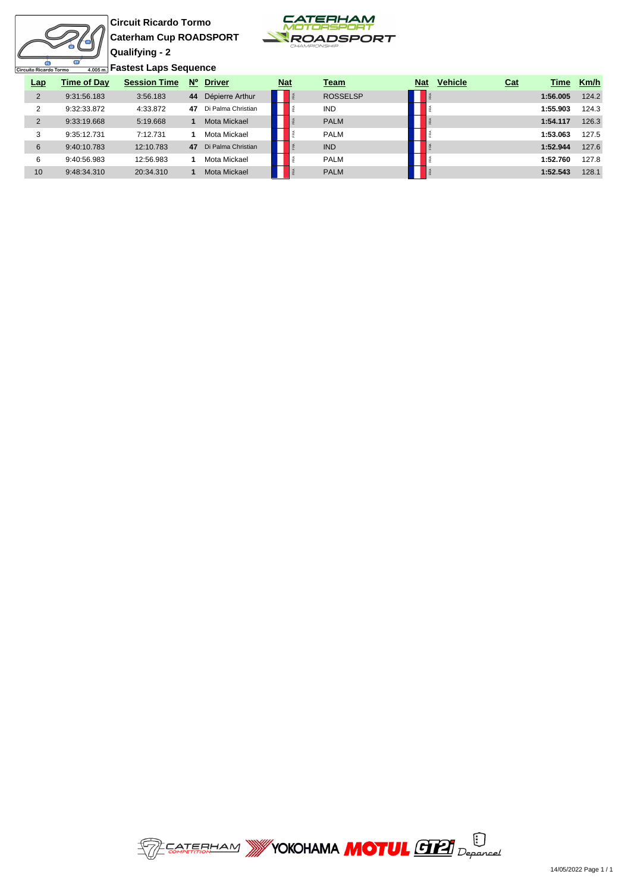**Circuit Ricardo Tormo**

**Caterham Cup ROADSPORT**

**Qualifying - 2**

**Fastest Laps Sequence**

| Lap | Time of Day | Session Time | Nº | Driver | Nat | Team | Nat | Vehicle | Cat | Time | Km/h |
|---|---|---|---|---|---|---|---|---|---|---|---|
| 2 | 9:31:56.183 | 3:56.183 | **44** | Dépierre Arthur | FRA | ROSSELSP | FRA | | | **1:56.005** | 124.2 |
| 2 | 9:32:33.872 | 4:33.872 | **47** | Di Palma Christian | FRA | IND | FRA | | | **1:55.903** | 124.3 |
| 2 | 9:33:19.668 | 5:19.668 | **1** | Mota Mickael | FRA | PALM | FRA | | | **1:54.117** | 126.3 |
| 3 | 9:35:12.731 | 7:12.731 | **1** | Mota Mickael | FRA | PALM | FRA | | | **1:53.063** | 127.5 |
| 6 | 9:40:10.783 | 12:10.783 | **47** | Di Palma Christian | FRA | IND | FRA | | | **1:52.944** | 127.6 |
| 6 | 9:40:56.983 | 12:56.983 | **1** | Mota Mickael | FRA | PALM | FRA | | | **1:52.760** | 127.8 |
| 10 | 9:48:34.310 | 20:34.310 | **1** | Mota Mickael | FRA | PALM | FRA | | | **1:52.543** | 128.1 |

14/05/2022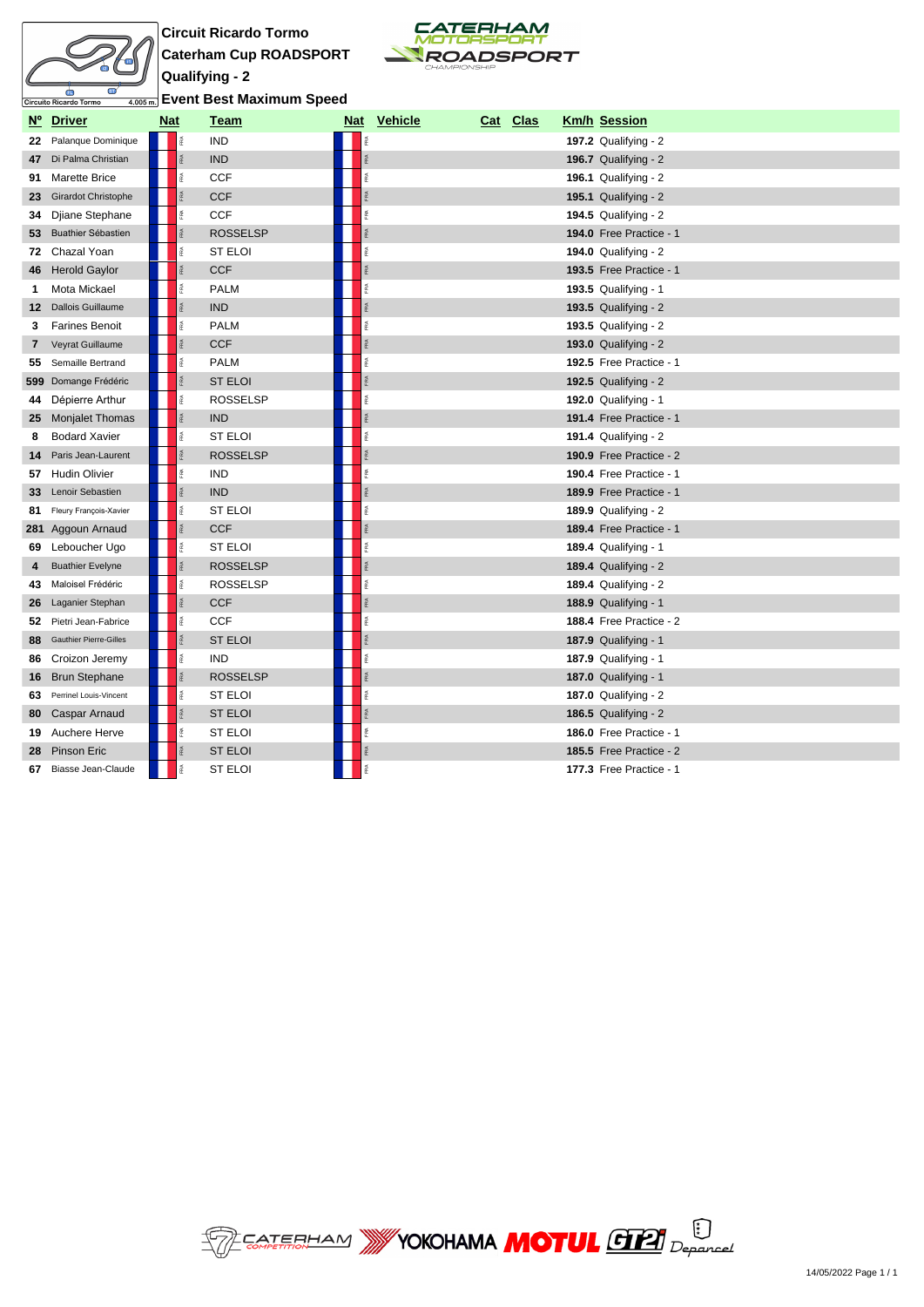# Circuit Ricardo Tormo

## Caterham Cup ROADSPORT

## Qualifying - 2

## Event Best Maximum Speed

| Nº | Driver | Nat | Team | Nat | Vehicle | Cat | Clas | Km/h | Session |
|---|---|---|---|---|---|---|---|---|---|
| 22 | Palanque Dominique | FRA | IND | FRA | | | | 197.2 | Qualifying - 2 |
| 47 | Di Palma Christian | FRA | IND | FRA | | | | 196.7 | Qualifying - 2 |
| 91 | Marette Brice | FRA | CCF | FRA | | | | 196.1 | Qualifying - 2 |
| 23 | Girardot Christophe | FRA | CCF | FRA | | | | 195.1 | Qualifying - 2 |
| 34 | Djiane Stephane | FRA | CCF | FRA | | | | 194.5 | Qualifying - 2 |
| 53 | Buathier Sébastien | FRA | ROSSELSP | FRA | | | | 194.0 | Free Practice - 1 |
| 72 | Chazal Yoan | FRA | ST ELOI | FRA | | | | 194.0 | Qualifying - 2 |
| 46 | Herold Gaylor | FRA | CCF | FRA | | | | 193.5 | Free Practice - 1 |
| 1 | Mota Mickael | FRA | PALM | FRA | | | | 193.5 | Qualifying - 1 |
| 12 | Dallois Guillaume | FRA | IND | FRA | | | | 193.5 | Qualifying - 2 |
| 3 | Farines Benoit | FRA | PALM | FRA | | | | 193.5 | Qualifying - 2 |
| 7 | Veyrat Guillaume | FRA | CCF | FRA | | | | 193.0 | Qualifying - 2 |
| 55 | Semaille Bertrand | FRA | PALM | FRA | | | | 192.5 | Free Practice - 1 |
| 599 | Domange Frédéric | FRA | ST ELOI | FRA | | | | 192.5 | Qualifying - 2 |
| 44 | Dépierre Arthur | FRA | ROSSELSP | FRA | | | | 192.0 | Qualifying - 1 |
| 25 | Monjalet Thomas | FRA | IND | FRA | | | | 191.4 | Free Practice - 1 |
| 8 | Bodard Xavier | FRA | ST ELOI | FRA | | | | 191.4 | Qualifying - 2 |
| 14 | Paris Jean-Laurent | FRA | ROSSELSP | FRA | | | | 190.9 | Free Practice - 2 |
| 57 | Hudin Olivier | FRA | IND | FRA | | | | 190.4 | Free Practice - 1 |
| 33 | Lenoir Sebastien | FRA | IND | FRA | | | | 189.9 | Free Practice - 1 |
| 81 | Fleury François-Xavier | FRA | ST ELOI | FRA | | | | 189.9 | Qualifying - 2 |
| 281 | Aggoun Arnaud | FRA | CCF | FRA | | | | 189.4 | Free Practice - 1 |
| 69 | Leboucher Ugo | FRA | ST ELOI | FRA | | | | 189.4 | Qualifying - 1 |
| 4 | Buathier Evelyne | FRA | ROSSELSP | FRA | | | | 189.4 | Qualifying - 2 |
| 43 | Maloisel Frédéric | FRA | ROSSELSP | FRA | | | | 189.4 | Qualifying - 2 |
| 26 | Laganier Stephan | FRA | CCF | FRA | | | | 188.9 | Qualifying - 1 |
| 52 | Pietri Jean-Fabrice | FRA | CCF | FRA | | | | 188.4 | Free Practice - 2 |
| 88 | Gauthier Pierre-Gilles | FRA | ST ELOI | FRA | | | | 187.9 | Qualifying - 1 |
| 86 | Croizon Jeremy | FRA | IND | FRA | | | | 187.9 | Qualifying - 1 |
| 16 | Brun Stephane | FRA | ROSSELSP | FRA | | | | 187.0 | Qualifying - 1 |
| 63 | Perrinel Louis-Vincent | FRA | ST ELOI | FRA | | | | 187.0 | Qualifying - 2 |
| 80 | Caspar Arnaud | FRA | ST ELOI | FRA | | | | 186.5 | Qualifying - 2 |
| 19 | Auchere Herve | FRA | ST ELOI | FRA | | | | 186.0 | Free Practice - 1 |
| 28 | Pinson Eric | FRA | ST ELOI | FRA | | | | 185.5 | Free Practice - 2 |
| 67 | Biasse Jean-Claude | FRA | ST ELOI | FRA | | | | 177.3 | Free Practice - 1 |

14/05/2022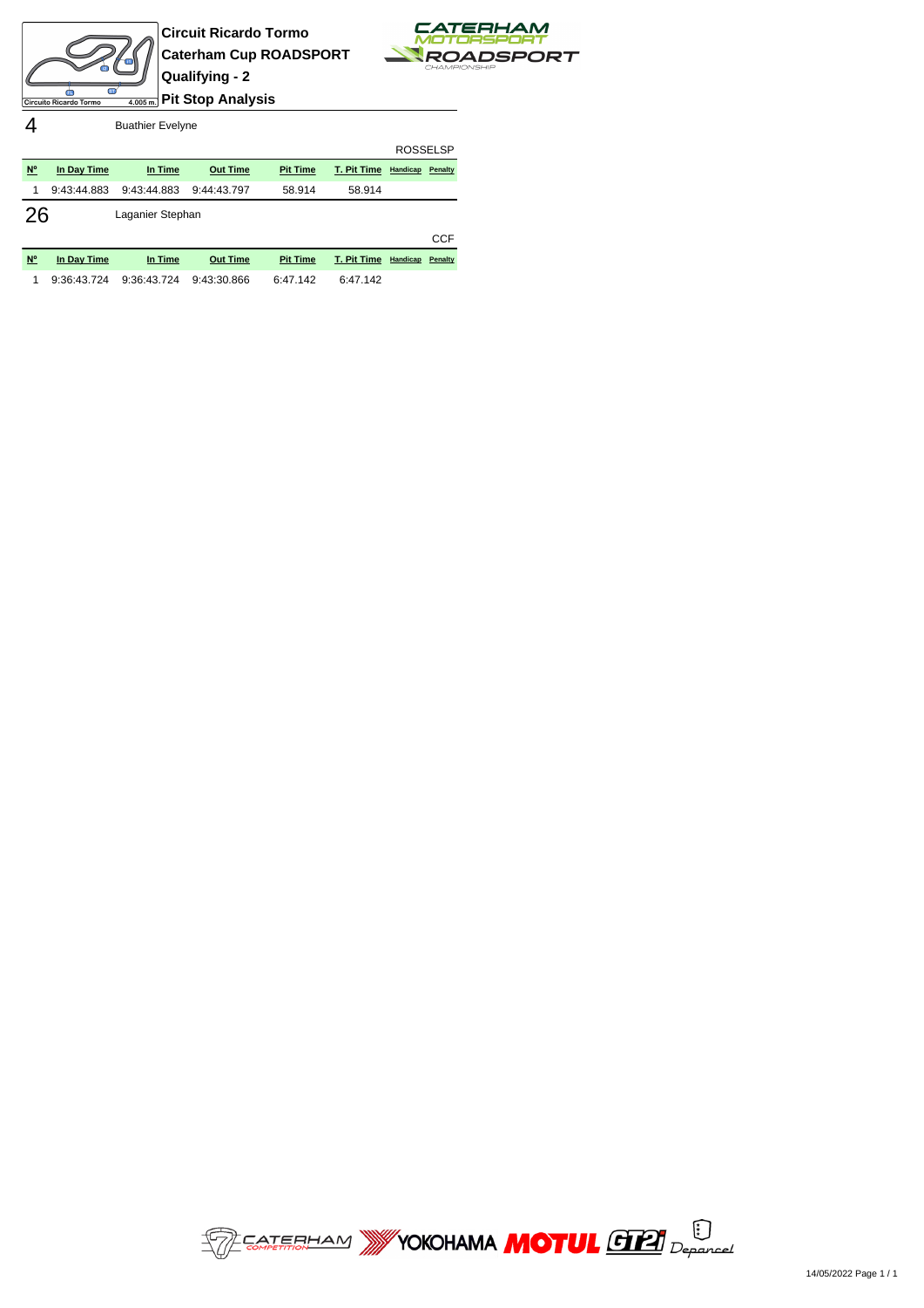**Circuit Ricardo Tormo**

**Caterham Cup ROADSPORT**

**Qualifying - 2**

## Pit Stop Analysis

### 4 Buathier Evelyne

ROSSELSP

| Nº | In Day Time | In Time | Out Time | Pit Time | T. Pit Time | Handicap | Penalty |
|---|---|---|---|---|---|---|---|
| 1 | 9:43:44.883 | 9:43:44.883 | 9:44:43.797 | 58.914 | 58.914 | | |

### 26 Laganier Stephan

CCF

| Nº | In Day Time | In Time | Out Time | Pit Time | T. Pit Time | Handicap | Penalty |
|---|---|---|---|---|---|---|---|
| 1 | 9:36:43.724 | 9:36:43.724 | 9:43:30.866 | 6:47.142 | 6:47.142 | | |

14/05/2022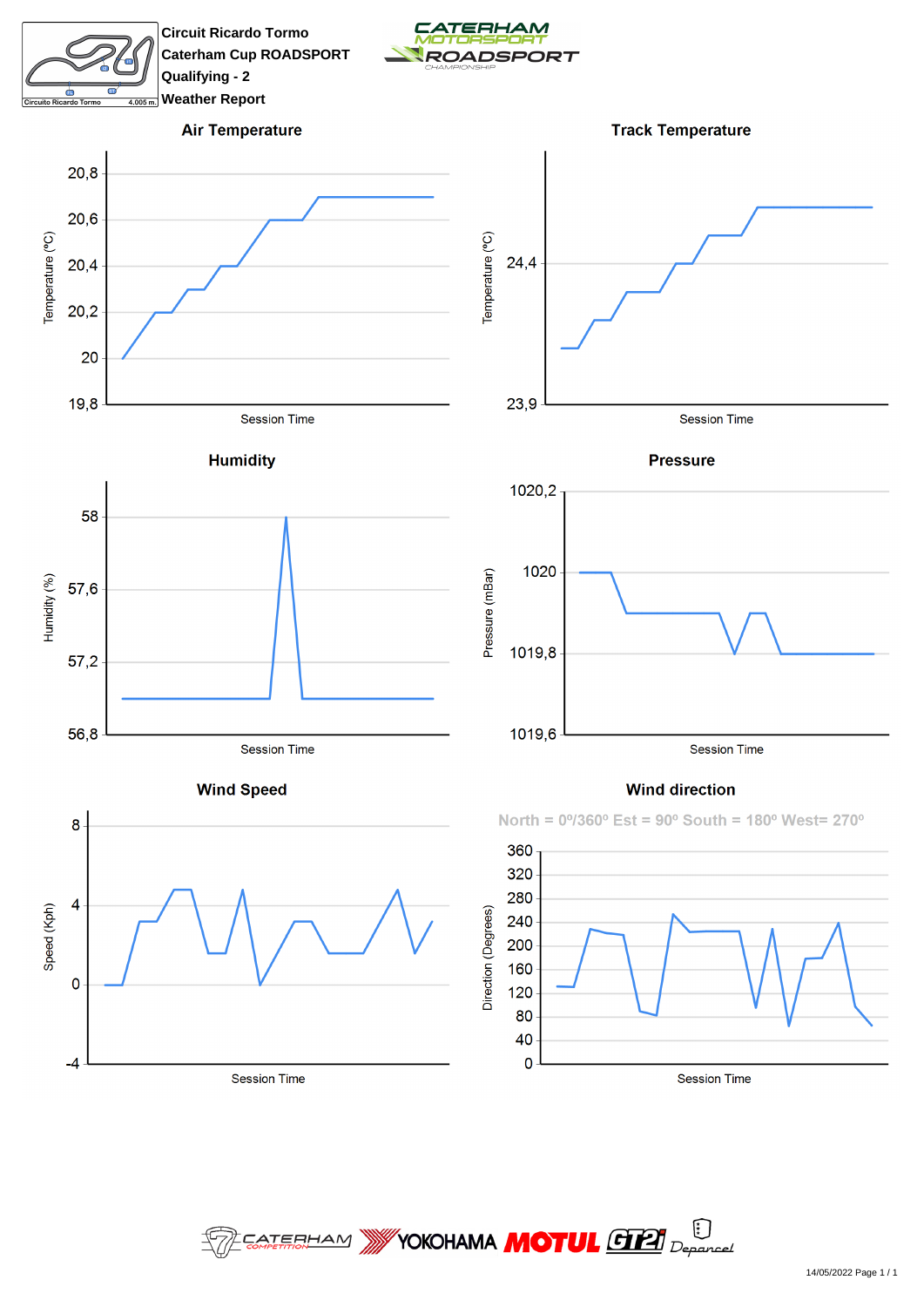Circuit Ricardo Tormo
Caterham Cup ROADSPORT
Qualifying - 2
Weather Report

Circuito Ricardo Tormo 4.005 m.

## Air Temperature

Temperature (ºC)
20,8
20,6
20,4
20,2
20
19,8
Session Time

## Track Temperature

Temperature (ºC)
24,4
23,9
Session Time

## Humidity

Humidity (%)
58
57,6
57,2
56,8
Session Time

## Pressure

Pressure (mBar)
1020,2
1020
1019,8
1019,6
Session Time

## Wind Speed

Speed (Kph)
8
4
0
-4
Session Time

## Wind direction

North = 0º/360º Est = 90º South = 180º West= 270º

Direction (Degrees)
360
320
280
240
200
160
120
80
40
0
Session Time

14/05/2022